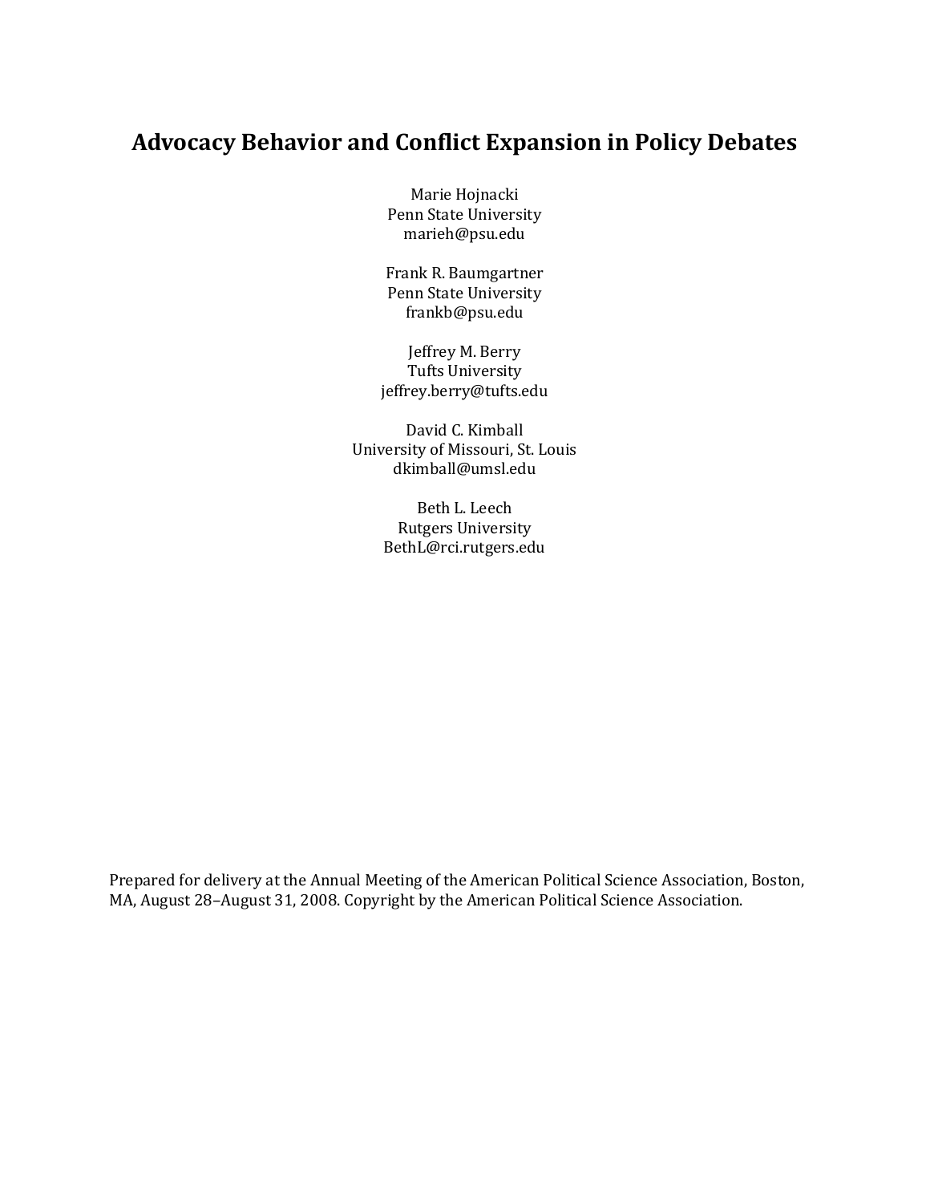# Advocacy Behavior and Conflict Expansion in Policy Debates

Marie Hojnacki
Penn State University
marieh@psu.edu

Frank R. Baumgartner
Penn State University
frankb@psu.edu

Jeffrey M. Berry
Tufts University
jeffrey.berry@tufts.edu

David C. Kimball
University of Missouri, St. Louis
dkimball@umsl.edu

Beth L. Leech
Rutgers University
BethL@rci.rutgers.edu

Prepared for delivery at the Annual Meeting of the American Political Science Association, Boston, MA, August 28–August 31, 2008. Copyright by the American Political Science Association.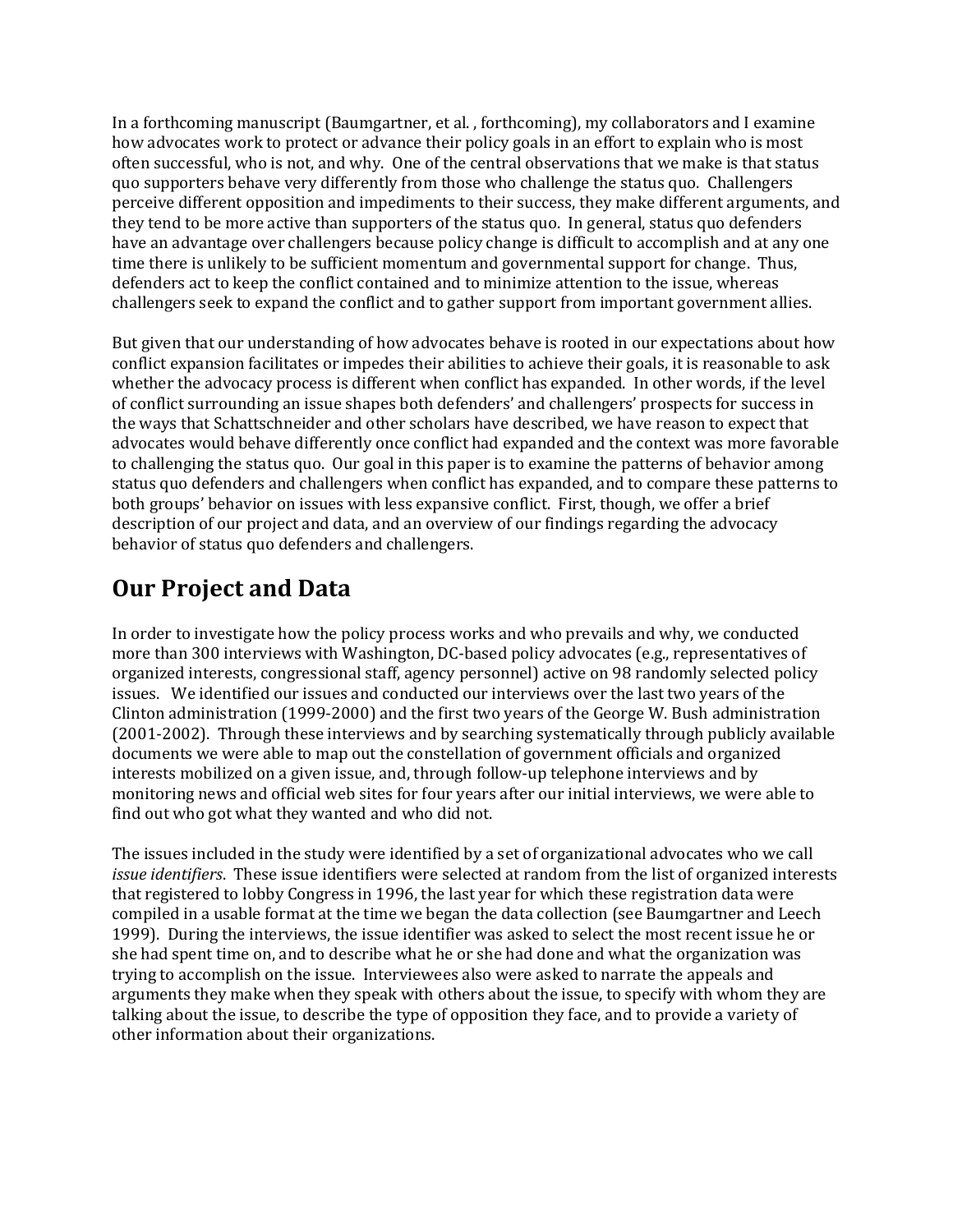In a forthcoming manuscript (Baumgartner, et al. , forthcoming), my collaborators and I examine how advocates work to protect or advance their policy goals in an effort to explain who is most often successful, who is not, and why. One of the central observations that we make is that status quo supporters behave very differently from those who challenge the status quo. Challengers perceive different opposition and impediments to their success, they make different arguments, and they tend to be more active than supporters of the status quo. In general, status quo defenders have an advantage over challengers because policy change is difficult to accomplish and at any one time there is unlikely to be sufficient momentum and governmental support for change. Thus, defenders act to keep the conflict contained and to minimize attention to the issue, whereas challengers seek to expand the conflict and to gather support from important government allies.

But given that our understanding of how advocates behave is rooted in our expectations about how conflict expansion facilitates or impedes their abilities to achieve their goals, it is reasonable to ask whether the advocacy process is different when conflict has expanded. In other words, if the level of conflict surrounding an issue shapes both defenders' and challengers' prospects for success in the ways that Schattschneider and other scholars have described, we have reason to expect that advocates would behave differently once conflict had expanded and the context was more favorable to challenging the status quo. Our goal in this paper is to examine the patterns of behavior among status quo defenders and challengers when conflict has expanded, and to compare these patterns to both groups' behavior on issues with less expansive conflict. First, though, we offer a brief description of our project and data, and an overview of our findings regarding the advocacy behavior of status quo defenders and challengers.

## Our Project and Data

In order to investigate how the policy process works and who prevails and why, we conducted more than 300 interviews with Washington, DC-based policy advocates (e.g., representatives of organized interests, congressional staff, agency personnel) active on 98 randomly selected policy issues. We identified our issues and conducted our interviews over the last two years of the Clinton administration (1999-2000) and the first two years of the George W. Bush administration (2001-2002). Through these interviews and by searching systematically through publicly available documents we were able to map out the constellation of government officials and organized interests mobilized on a given issue, and, through follow-up telephone interviews and by monitoring news and official web sites for four years after our initial interviews, we were able to find out who got what they wanted and who did not.

The issues included in the study were identified by a set of organizational advocates who we call *issue identifiers*. These issue identifiers were selected at random from the list of organized interests that registered to lobby Congress in 1996, the last year for which these registration data were compiled in a usable format at the time we began the data collection (see Baumgartner and Leech 1999). During the interviews, the issue identifier was asked to select the most recent issue he or she had spent time on, and to describe what he or she had done and what the organization was trying to accomplish on the issue. Interviewees also were asked to narrate the appeals and arguments they make when they speak with others about the issue, to specify with whom they are talking about the issue, to describe the type of opposition they face, and to provide a variety of other information about their organizations.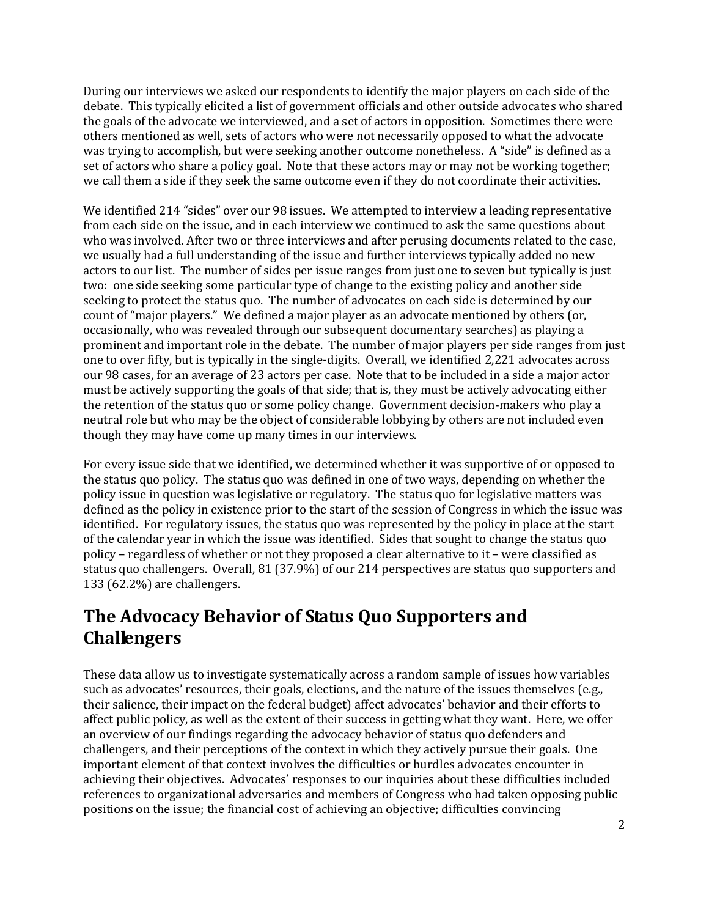During our interviews we asked our respondents to identify the major players on each side of the debate. This typically elicited a list of government officials and other outside advocates who shared the goals of the advocate we interviewed, and a set of actors in opposition. Sometimes there were others mentioned as well, sets of actors who were not necessarily opposed to what the advocate was trying to accomplish, but were seeking another outcome nonetheless. A "side" is defined as a set of actors who share a policy goal. Note that these actors may or may not be working together; we call them a side if they seek the same outcome even if they do not coordinate their activities.

We identified 214 "sides" over our 98 issues. We attempted to interview a leading representative from each side on the issue, and in each interview we continued to ask the same questions about who was involved. After two or three interviews and after perusing documents related to the case, we usually had a full understanding of the issue and further interviews typically added no new actors to our list. The number of sides per issue ranges from just one to seven but typically is just two: one side seeking some particular type of change to the existing policy and another side seeking to protect the status quo. The number of advocates on each side is determined by our count of "major players." We defined a major player as an advocate mentioned by others (or, occasionally, who was revealed through our subsequent documentary searches) as playing a prominent and important role in the debate. The number of major players per side ranges from just one to over fifty, but is typically in the single-digits. Overall, we identified 2,221 advocates across our 98 cases, for an average of 23 actors per case. Note that to be included in a side a major actor must be actively supporting the goals of that side; that is, they must be actively advocating either the retention of the status quo or some policy change. Government decision-makers who play a neutral role but who may be the object of considerable lobbying by others are not included even though they may have come up many times in our interviews.

For every issue side that we identified, we determined whether it was supportive of or opposed to the status quo policy. The status quo was defined in one of two ways, depending on whether the policy issue in question was legislative or regulatory. The status quo for legislative matters was defined as the policy in existence prior to the start of the session of Congress in which the issue was identified. For regulatory issues, the status quo was represented by the policy in place at the start of the calendar year in which the issue was identified. Sides that sought to change the status quo policy – regardless of whether or not they proposed a clear alternative to it – were classified as status quo challengers. Overall, 81 (37.9%) of our 214 perspectives are status quo supporters and 133 (62.2%) are challengers.

## The Advocacy Behavior of Status Quo Supporters and Challengers

These data allow us to investigate systematically across a random sample of issues how variables such as advocates' resources, their goals, elections, and the nature of the issues themselves (e.g., their salience, their impact on the federal budget) affect advocates' behavior and their efforts to affect public policy, as well as the extent of their success in getting what they want. Here, we offer an overview of our findings regarding the advocacy behavior of status quo defenders and challengers, and their perceptions of the context in which they actively pursue their goals. One important element of that context involves the difficulties or hurdles advocates encounter in achieving their objectives. Advocates' responses to our inquiries about these difficulties included references to organizational adversaries and members of Congress who had taken opposing public positions on the issue; the financial cost of achieving an objective; difficulties convincing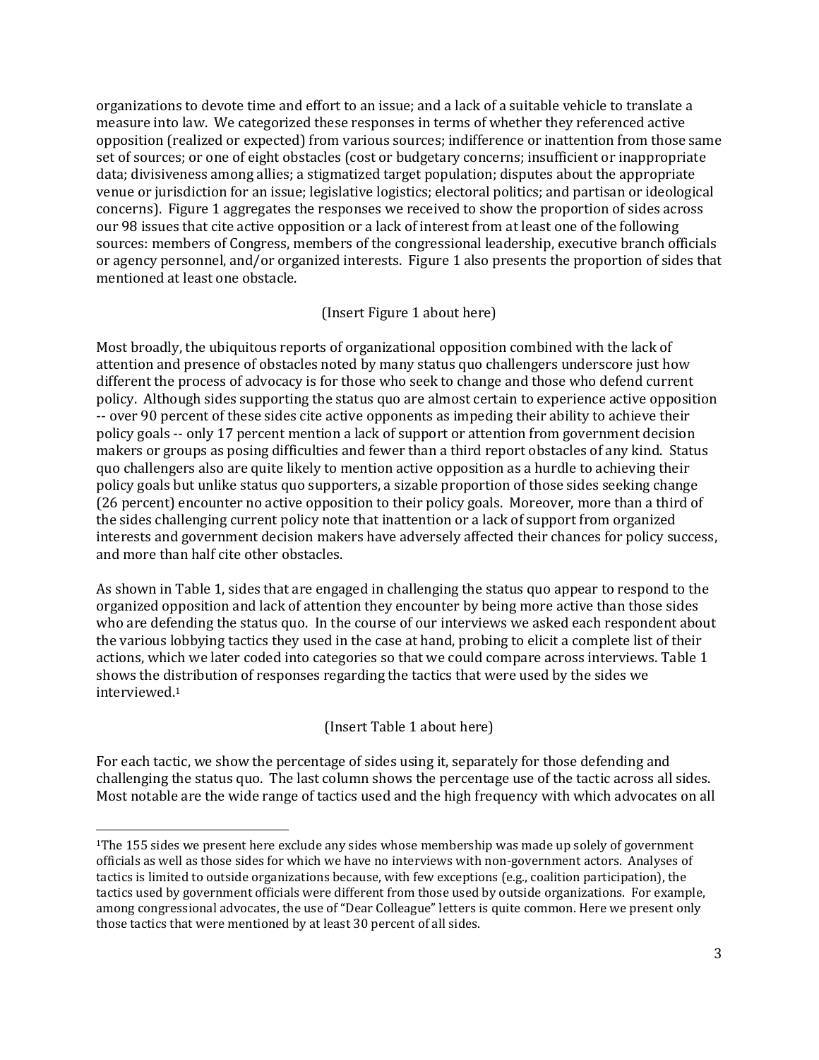organizations to devote time and effort to an issue; and a lack of a suitable vehicle to translate a measure into law. We categorized these responses in terms of whether they referenced active opposition (realized or expected) from various sources; indifference or inattention from those same set of sources; or one of eight obstacles (cost or budgetary concerns; insufficient or inappropriate data; divisiveness among allies; a stigmatized target population; disputes about the appropriate venue or jurisdiction for an issue; legislative logistics; electoral politics; and partisan or ideological concerns). Figure 1 aggregates the responses we received to show the proportion of sides across our 98 issues that cite active opposition or a lack of interest from at least one of the following sources: members of Congress, members of the congressional leadership, executive branch officials or agency personnel, and/or organized interests. Figure 1 also presents the proportion of sides that mentioned at least one obstacle.

(Insert Figure 1 about here)

Most broadly, the ubiquitous reports of organizational opposition combined with the lack of attention and presence of obstacles noted by many status quo challengers underscore just how different the process of advocacy is for those who seek to change and those who defend current policy. Although sides supporting the status quo are almost certain to experience active opposition -- over 90 percent of these sides cite active opponents as impeding their ability to achieve their policy goals -- only 17 percent mention a lack of support or attention from government decision makers or groups as posing difficulties and fewer than a third report obstacles of any kind. Status quo challengers also are quite likely to mention active opposition as a hurdle to achieving their policy goals but unlike status quo supporters, a sizable proportion of those sides seeking change (26 percent) encounter no active opposition to their policy goals. Moreover, more than a third of the sides challenging current policy note that inattention or a lack of support from organized interests and government decision makers have adversely affected their chances for policy success, and more than half cite other obstacles.

As shown in Table 1, sides that are engaged in challenging the status quo appear to respond to the organized opposition and lack of attention they encounter by being more active than those sides who are defending the status quo. In the course of our interviews we asked each respondent about the various lobbying tactics they used in the case at hand, probing to elicit a complete list of their actions, which we later coded into categories so that we could compare across interviews. Table 1 shows the distribution of responses regarding the tactics that were used by the sides we interviewed.[1]

(Insert Table 1 about here)

For each tactic, we show the percentage of sides using it, separately for those defending and challenging the status quo. The last column shows the percentage use of the tactic across all sides. Most notable are the wide range of tactics used and the high frequency with which advocates on all

[1]The 155 sides we present here exclude any sides whose membership was made up solely of government officials as well as those sides for which we have no interviews with non-government actors. Analyses of tactics is limited to outside organizations because, with few exceptions (e.g., coalition participation), the tactics used by government officials were different from those used by outside organizations. For example, among congressional advocates, the use of "Dear Colleague" letters is quite common. Here we present only those tactics that were mentioned by at least 30 percent of all sides.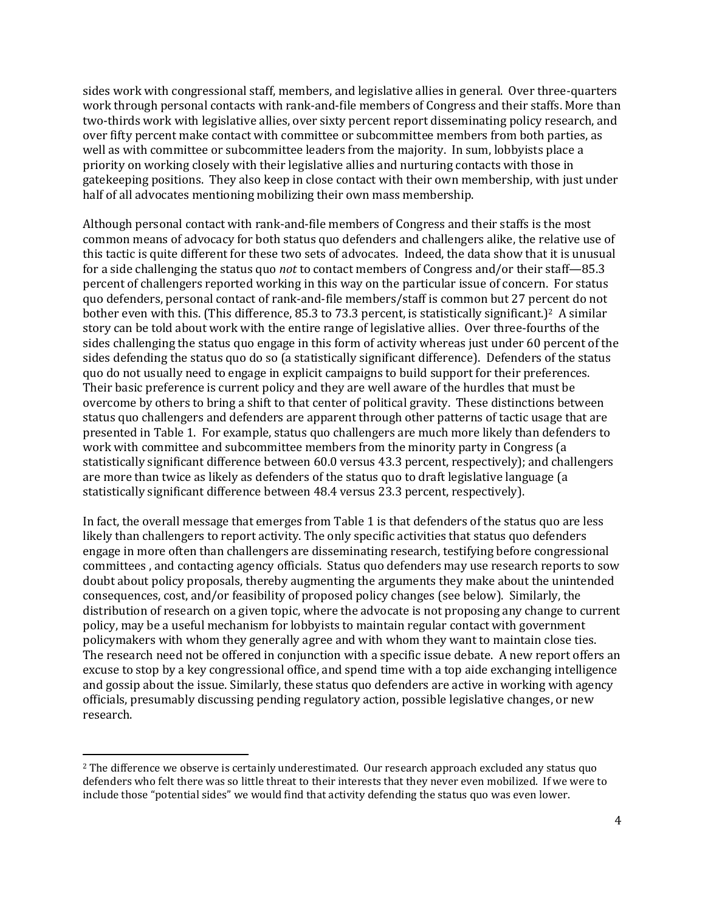sides work with congressional staff, members, and legislative allies in general. Over three-quarters work through personal contacts with rank-and-file members of Congress and their staffs. More than two-thirds work with legislative allies, over sixty percent report disseminating policy research, and over fifty percent make contact with committee or subcommittee members from both parties, as well as with committee or subcommittee leaders from the majority. In sum, lobbyists place a priority on working closely with their legislative allies and nurturing contacts with those in gatekeeping positions. They also keep in close contact with their own membership, with just under half of all advocates mentioning mobilizing their own mass membership.

Although personal contact with rank-and-file members of Congress and their staffs is the most common means of advocacy for both status quo defenders and challengers alike, the relative use of this tactic is quite different for these two sets of advocates. Indeed, the data show that it is unusual for a side challenging the status quo *not* to contact members of Congress and/or their staff—85.3 percent of challengers reported working in this way on the particular issue of concern. For status quo defenders, personal contact of rank-and-file members/staff is common but 27 percent do not bother even with this. (This difference, 85.3 to 73.3 percent, is statistically significant.)[2] A similar story can be told about work with the entire range of legislative allies. Over three-fourths of the sides challenging the status quo engage in this form of activity whereas just under 60 percent of the sides defending the status quo do so (a statistically significant difference). Defenders of the status quo do not usually need to engage in explicit campaigns to build support for their preferences. Their basic preference is current policy and they are well aware of the hurdles that must be overcome by others to bring a shift to that center of political gravity. These distinctions between status quo challengers and defenders are apparent through other patterns of tactic usage that are presented in Table 1. For example, status quo challengers are much more likely than defenders to work with committee and subcommittee members from the minority party in Congress (a statistically significant difference between 60.0 versus 43.3 percent, respectively); and challengers are more than twice as likely as defenders of the status quo to draft legislative language (a statistically significant difference between 48.4 versus 23.3 percent, respectively).

In fact, the overall message that emerges from Table 1 is that defenders of the status quo are less likely than challengers to report activity. The only specific activities that status quo defenders engage in more often than challengers are disseminating research, testifying before congressional committees , and contacting agency officials. Status quo defenders may use research reports to sow doubt about policy proposals, thereby augmenting the arguments they make about the unintended consequences, cost, and/or feasibility of proposed policy changes (see below). Similarly, the distribution of research on a given topic, where the advocate is not proposing any change to current policy, may be a useful mechanism for lobbyists to maintain regular contact with government policymakers with whom they generally agree and with whom they want to maintain close ties. The research need not be offered in conjunction with a specific issue debate. A new report offers an excuse to stop by a key congressional office, and spend time with a top aide exchanging intelligence and gossip about the issue. Similarly, these status quo defenders are active in working with agency officials, presumably discussing pending regulatory action, possible legislative changes, or new research.

[2] The difference we observe is certainly underestimated. Our research approach excluded any status quo defenders who felt there was so little threat to their interests that they never even mobilized. If we were to include those "potential sides" we would find that activity defending the status quo was even lower.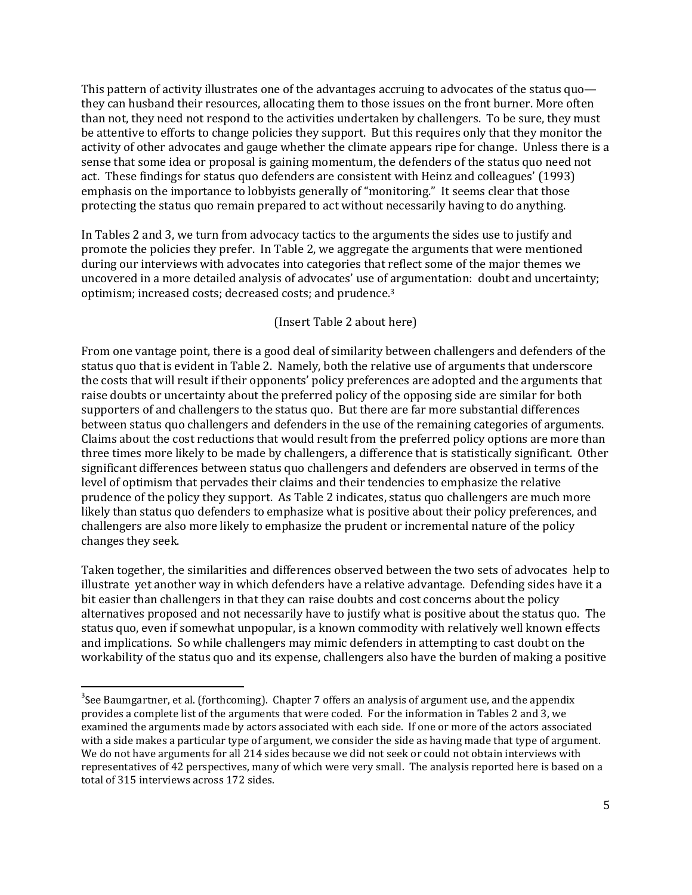This pattern of activity illustrates one of the advantages accruing to advocates of the status quo—they can husband their resources, allocating them to those issues on the front burner. More often than not, they need not respond to the activities undertaken by challengers. To be sure, they must be attentive to efforts to change policies they support. But this requires only that they monitor the activity of other advocates and gauge whether the climate appears ripe for change. Unless there is a sense that some idea or proposal is gaining momentum, the defenders of the status quo need not act. These findings for status quo defenders are consistent with Heinz and colleagues' (1993) emphasis on the importance to lobbyists generally of "monitoring." It seems clear that those protecting the status quo remain prepared to act without necessarily having to do anything.

In Tables 2 and 3, we turn from advocacy tactics to the arguments the sides use to justify and promote the policies they prefer. In Table 2, we aggregate the arguments that were mentioned during our interviews with advocates into categories that reflect some of the major themes we uncovered in a more detailed analysis of advocates' use of argumentation: doubt and uncertainty; optimism; increased costs; decreased costs; and prudence.[3]

(Insert Table 2 about here)

From one vantage point, there is a good deal of similarity between challengers and defenders of the status quo that is evident in Table 2. Namely, both the relative use of arguments that underscore the costs that will result if their opponents' policy preferences are adopted and the arguments that raise doubts or uncertainty about the preferred policy of the opposing side are similar for both supporters of and challengers to the status quo. But there are far more substantial differences between status quo challengers and defenders in the use of the remaining categories of arguments. Claims about the cost reductions that would result from the preferred policy options are more than three times more likely to be made by challengers, a difference that is statistically significant. Other significant differences between status quo challengers and defenders are observed in terms of the level of optimism that pervades their claims and their tendencies to emphasize the relative prudence of the policy they support. As Table 2 indicates, status quo challengers are much more likely than status quo defenders to emphasize what is positive about their policy preferences, and challengers are also more likely to emphasize the prudent or incremental nature of the policy changes they seek.

Taken together, the similarities and differences observed between the two sets of advocates help to illustrate yet another way in which defenders have a relative advantage. Defending sides have it a bit easier than challengers in that they can raise doubts and cost concerns about the policy alternatives proposed and not necessarily have to justify what is positive about the status quo. The status quo, even if somewhat unpopular, is a known commodity with relatively well known effects and implications. So while challengers may mimic defenders in attempting to cast doubt on the workability of the status quo and its expense, challengers also have the burden of making a positive

[3] See Baumgartner, et al. (forthcoming). Chapter 7 offers an analysis of argument use, and the appendix provides a complete list of the arguments that were coded. For the information in Tables 2 and 3, we examined the arguments made by actors associated with each side. If one or more of the actors associated with a side makes a particular type of argument, we consider the side as having made that type of argument. We do not have arguments for all 214 sides because we did not seek or could not obtain interviews with representatives of 42 perspectives, many of which were very small. The analysis reported here is based on a total of 315 interviews across 172 sides.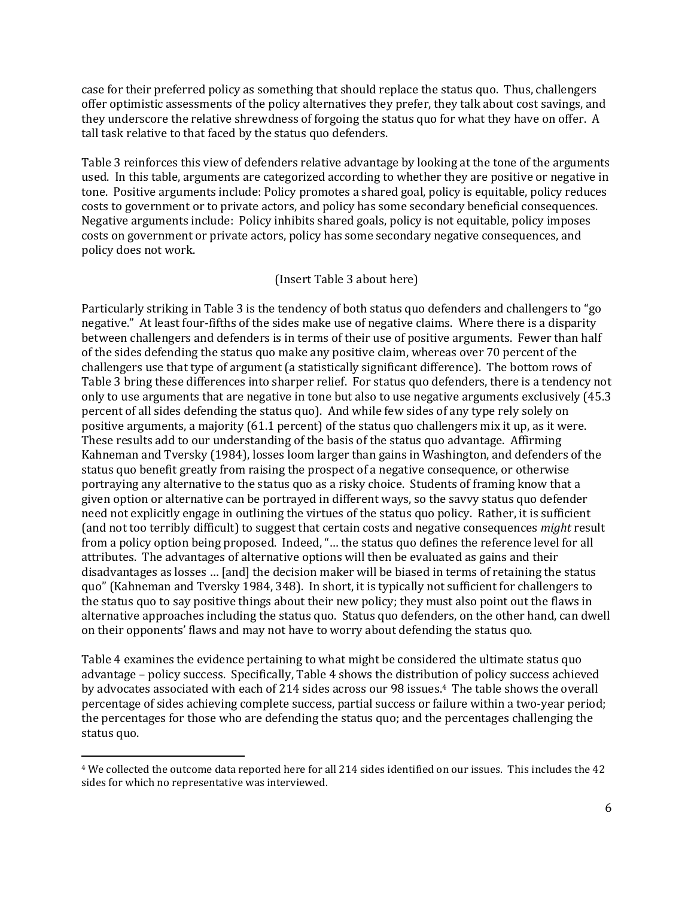case for their preferred policy as something that should replace the status quo. Thus, challengers offer optimistic assessments of the policy alternatives they prefer, they talk about cost savings, and they underscore the relative shrewdness of forgoing the status quo for what they have on offer. A tall task relative to that faced by the status quo defenders.

Table 3 reinforces this view of defenders relative advantage by looking at the tone of the arguments used. In this table, arguments are categorized according to whether they are positive or negative in tone. Positive arguments include: Policy promotes a shared goal, policy is equitable, policy reduces costs to government or to private actors, and policy has some secondary beneficial consequences. Negative arguments include: Policy inhibits shared goals, policy is not equitable, policy imposes costs on government or private actors, policy has some secondary negative consequences, and policy does not work.

(Insert Table 3 about here)

Particularly striking in Table 3 is the tendency of both status quo defenders and challengers to "go negative." At least four-fifths of the sides make use of negative claims. Where there is a disparity between challengers and defenders is in terms of their use of positive arguments. Fewer than half of the sides defending the status quo make any positive claim, whereas over 70 percent of the challengers use that type of argument (a statistically significant difference). The bottom rows of Table 3 bring these differences into sharper relief. For status quo defenders, there is a tendency not only to use arguments that are negative in tone but also to use negative arguments exclusively (45.3 percent of all sides defending the status quo). And while few sides of any type rely solely on positive arguments, a majority (61.1 percent) of the status quo challengers mix it up, as it were. These results add to our understanding of the basis of the status quo advantage. Affirming Kahneman and Tversky (1984), losses loom larger than gains in Washington, and defenders of the status quo benefit greatly from raising the prospect of a negative consequence, or otherwise portraying any alternative to the status quo as a risky choice. Students of framing know that a given option or alternative can be portrayed in different ways, so the savvy status quo defender need not explicitly engage in outlining the virtues of the status quo policy. Rather, it is sufficient (and not too terribly difficult) to suggest that certain costs and negative consequences *might* result from a policy option being proposed. Indeed, "… the status quo defines the reference level for all attributes. The advantages of alternative options will then be evaluated as gains and their disadvantages as losses … [and] the decision maker will be biased in terms of retaining the status quo" (Kahneman and Tversky 1984, 348). In short, it is typically not sufficient for challengers to the status quo to say positive things about their new policy; they must also point out the flaws in alternative approaches including the status quo. Status quo defenders, on the other hand, can dwell on their opponents' flaws and may not have to worry about defending the status quo.

Table 4 examines the evidence pertaining to what might be considered the ultimate status quo advantage – policy success. Specifically, Table 4 shows the distribution of policy success achieved by advocates associated with each of 214 sides across our 98 issues.[4] The table shows the overall percentage of sides achieving complete success, partial success or failure within a two-year period; the percentages for those who are defending the status quo; and the percentages challenging the status quo.

[4] We collected the outcome data reported here for all 214 sides identified on our issues. This includes the 42 sides for which no representative was interviewed.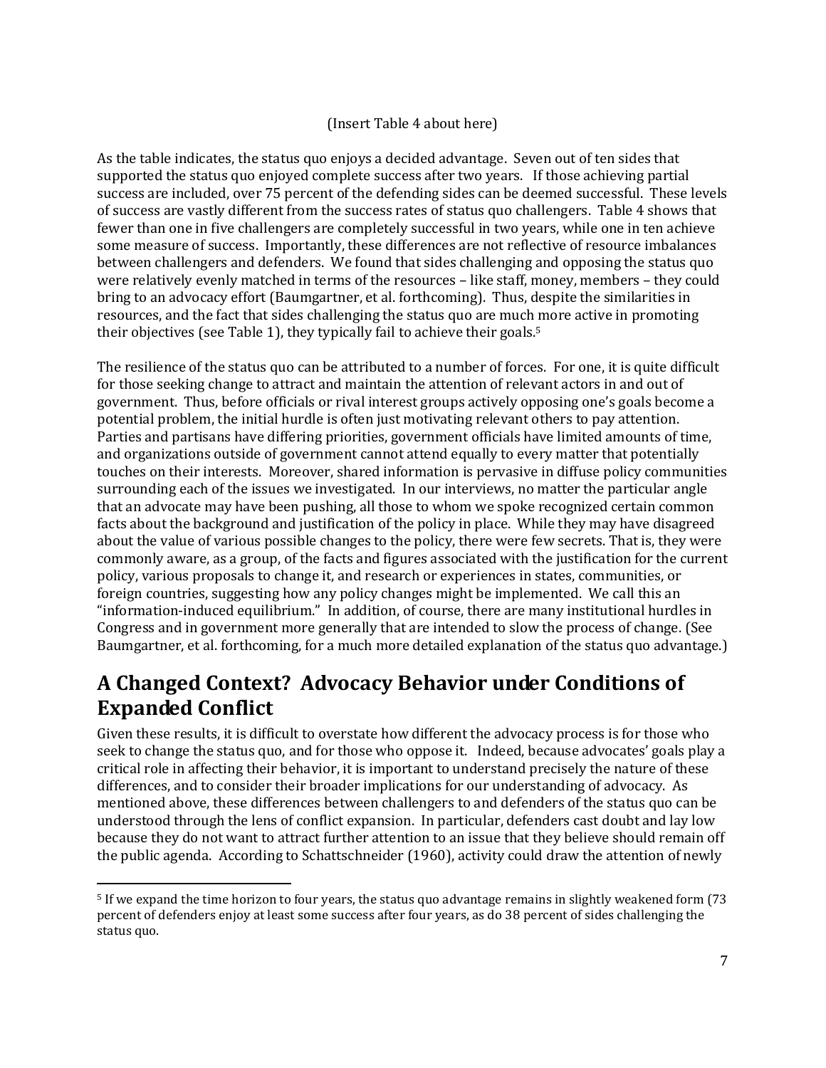(Insert Table 4 about here)

As the table indicates, the status quo enjoys a decided advantage. Seven out of ten sides that supported the status quo enjoyed complete success after two years. If those achieving partial success are included, over 75 percent of the defending sides can be deemed successful. These levels of success are vastly different from the success rates of status quo challengers. Table 4 shows that fewer than one in five challengers are completely successful in two years, while one in ten achieve some measure of success. Importantly, these differences are not reflective of resource imbalances between challengers and defenders. We found that sides challenging and opposing the status quo were relatively evenly matched in terms of the resources – like staff, money, members – they could bring to an advocacy effort (Baumgartner, et al. forthcoming). Thus, despite the similarities in resources, and the fact that sides challenging the status quo are much more active in promoting their objectives (see Table 1), they typically fail to achieve their goals.[5]

The resilience of the status quo can be attributed to a number of forces. For one, it is quite difficult for those seeking change to attract and maintain the attention of relevant actors in and out of government. Thus, before officials or rival interest groups actively opposing one's goals become a potential problem, the initial hurdle is often just motivating relevant others to pay attention. Parties and partisans have differing priorities, government officials have limited amounts of time, and organizations outside of government cannot attend equally to every matter that potentially touches on their interests. Moreover, shared information is pervasive in diffuse policy communities surrounding each of the issues we investigated. In our interviews, no matter the particular angle that an advocate may have been pushing, all those to whom we spoke recognized certain common facts about the background and justification of the policy in place. While they may have disagreed about the value of various possible changes to the policy, there were few secrets. That is, they were commonly aware, as a group, of the facts and figures associated with the justification for the current policy, various proposals to change it, and research or experiences in states, communities, or foreign countries, suggesting how any policy changes might be implemented. We call this an "information-induced equilibrium." In addition, of course, there are many institutional hurdles in Congress and in government more generally that are intended to slow the process of change. (See Baumgartner, et al. forthcoming, for a much more detailed explanation of the status quo advantage.)

## A Changed Context? Advocacy Behavior under Conditions of Expanded Conflict

Given these results, it is difficult to overstate how different the advocacy process is for those who seek to change the status quo, and for those who oppose it. Indeed, because advocates' goals play a critical role in affecting their behavior, it is important to understand precisely the nature of these differences, and to consider their broader implications for our understanding of advocacy. As mentioned above, these differences between challengers to and defenders of the status quo can be understood through the lens of conflict expansion. In particular, defenders cast doubt and lay low because they do not want to attract further attention to an issue that they believe should remain off the public agenda. According to Schattschneider (1960), activity could draw the attention of newly

[5] If we expand the time horizon to four years, the status quo advantage remains in slightly weakened form (73 percent of defenders enjoy at least some success after four years, as do 38 percent of sides challenging the status quo.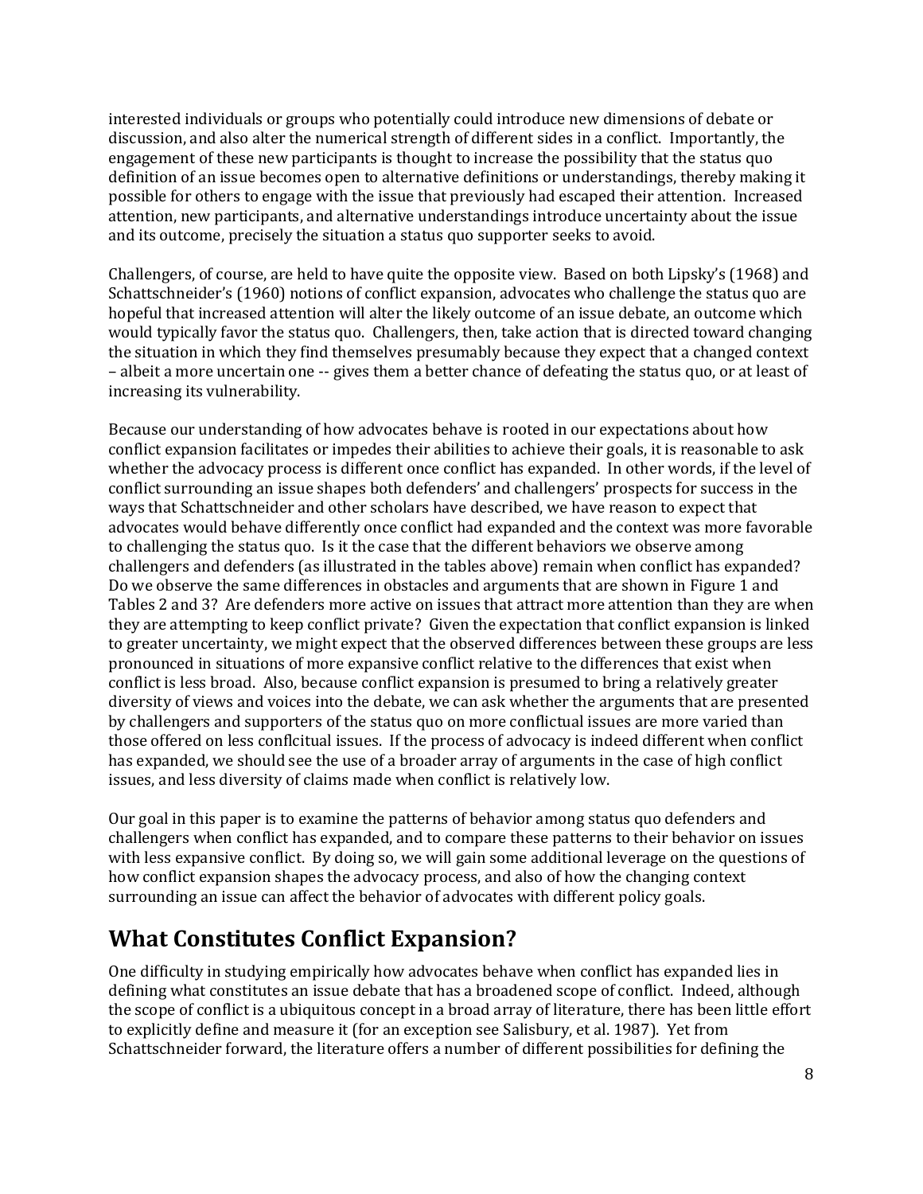interested individuals or groups who potentially could introduce new dimensions of debate or discussion, and also alter the numerical strength of different sides in a conflict. Importantly, the engagement of these new participants is thought to increase the possibility that the status quo definition of an issue becomes open to alternative definitions or understandings, thereby making it possible for others to engage with the issue that previously had escaped their attention. Increased attention, new participants, and alternative understandings introduce uncertainty about the issue and its outcome, precisely the situation a status quo supporter seeks to avoid.

Challengers, of course, are held to have quite the opposite view. Based on both Lipsky's (1968) and Schattschneider's (1960) notions of conflict expansion, advocates who challenge the status quo are hopeful that increased attention will alter the likely outcome of an issue debate, an outcome which would typically favor the status quo. Challengers, then, take action that is directed toward changing the situation in which they find themselves presumably because they expect that a changed context – albeit a more uncertain one -- gives them a better chance of defeating the status quo, or at least of increasing its vulnerability.

Because our understanding of how advocates behave is rooted in our expectations about how conflict expansion facilitates or impedes their abilities to achieve their goals, it is reasonable to ask whether the advocacy process is different once conflict has expanded. In other words, if the level of conflict surrounding an issue shapes both defenders' and challengers' prospects for success in the ways that Schattschneider and other scholars have described, we have reason to expect that advocates would behave differently once conflict had expanded and the context was more favorable to challenging the status quo. Is it the case that the different behaviors we observe among challengers and defenders (as illustrated in the tables above) remain when conflict has expanded? Do we observe the same differences in obstacles and arguments that are shown in Figure 1 and Tables 2 and 3? Are defenders more active on issues that attract more attention than they are when they are attempting to keep conflict private? Given the expectation that conflict expansion is linked to greater uncertainty, we might expect that the observed differences between these groups are less pronounced in situations of more expansive conflict relative to the differences that exist when conflict is less broad. Also, because conflict expansion is presumed to bring a relatively greater diversity of views and voices into the debate, we can ask whether the arguments that are presented by challengers and supporters of the status quo on more conflictual issues are more varied than those offered on less conflcitual issues. If the process of advocacy is indeed different when conflict has expanded, we should see the use of a broader array of arguments in the case of high conflict issues, and less diversity of claims made when conflict is relatively low.

Our goal in this paper is to examine the patterns of behavior among status quo defenders and challengers when conflict has expanded, and to compare these patterns to their behavior on issues with less expansive conflict. By doing so, we will gain some additional leverage on the questions of how conflict expansion shapes the advocacy process, and also of how the changing context surrounding an issue can affect the behavior of advocates with different policy goals.

## What Constitutes Conflict Expansion?

One difficulty in studying empirically how advocates behave when conflict has expanded lies in defining what constitutes an issue debate that has a broadened scope of conflict. Indeed, although the scope of conflict is a ubiquitous concept in a broad array of literature, there has been little effort to explicitly define and measure it (for an exception see Salisbury, et al. 1987). Yet from Schattschneider forward, the literature offers a number of different possibilities for defining the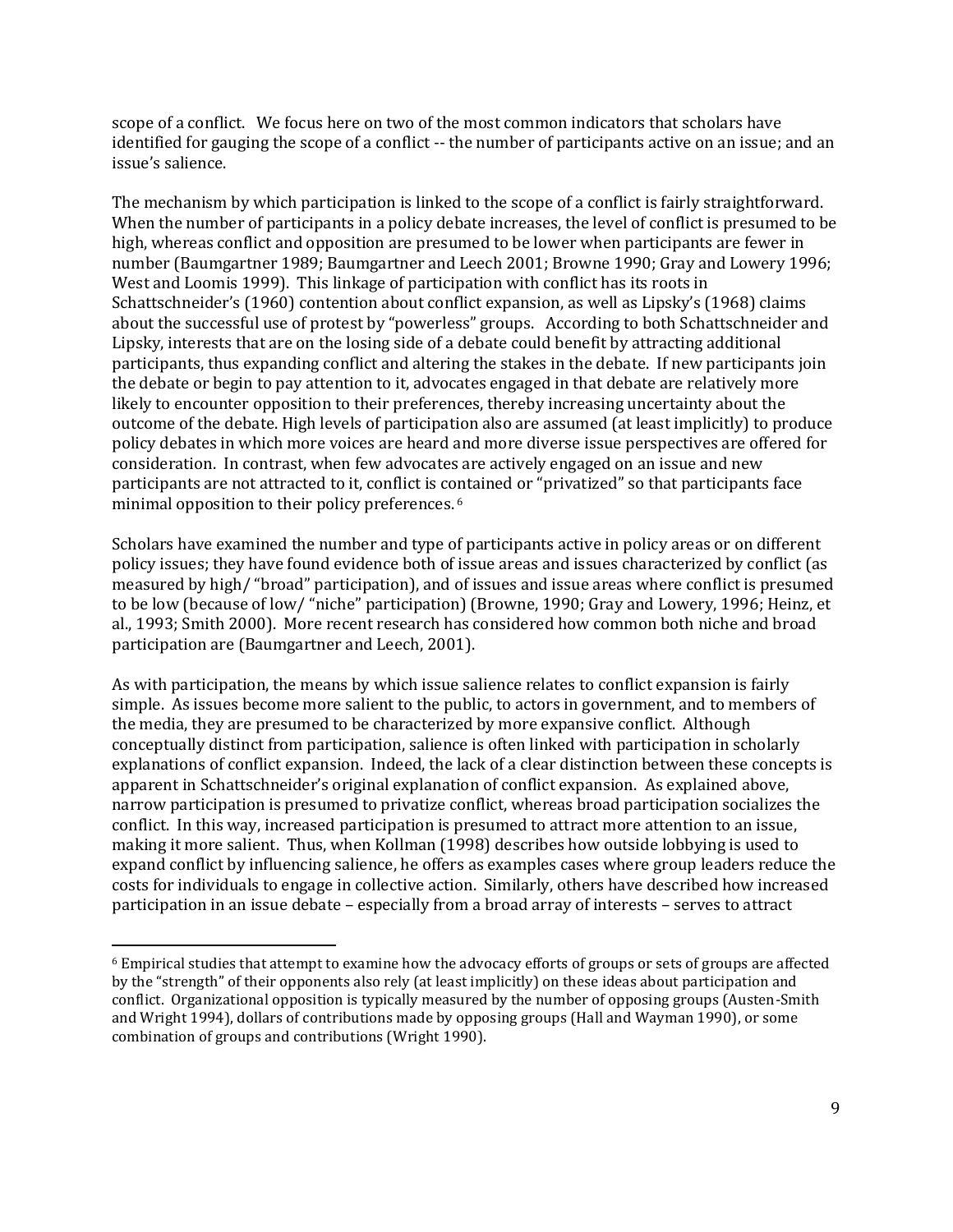scope of a conflict. We focus here on two of the most common indicators that scholars have identified for gauging the scope of a conflict -- the number of participants active on an issue; and an issue's salience.

The mechanism by which participation is linked to the scope of a conflict is fairly straightforward. When the number of participants in a policy debate increases, the level of conflict is presumed to be high, whereas conflict and opposition are presumed to be lower when participants are fewer in number (Baumgartner 1989; Baumgartner and Leech 2001; Browne 1990; Gray and Lowery 1996; West and Loomis 1999). This linkage of participation with conflict has its roots in Schattschneider's (1960) contention about conflict expansion, as well as Lipsky's (1968) claims about the successful use of protest by "powerless" groups. According to both Schattschneider and Lipsky, interests that are on the losing side of a debate could benefit by attracting additional participants, thus expanding conflict and altering the stakes in the debate. If new participants join the debate or begin to pay attention to it, advocates engaged in that debate are relatively more likely to encounter opposition to their preferences, thereby increasing uncertainty about the outcome of the debate. High levels of participation also are assumed (at least implicitly) to produce policy debates in which more voices are heard and more diverse issue perspectives are offered for consideration. In contrast, when few advocates are actively engaged on an issue and new participants are not attracted to it, conflict is contained or "privatized" so that participants face minimal opposition to their policy preferences. [6]

Scholars have examined the number and type of participants active in policy areas or on different policy issues; they have found evidence both of issue areas and issues characterized by conflict (as measured by high/ "broad" participation), and of issues and issue areas where conflict is presumed to be low (because of low/ "niche" participation) (Browne, 1990; Gray and Lowery, 1996; Heinz, et al., 1993; Smith 2000). More recent research has considered how common both niche and broad participation are (Baumgartner and Leech, 2001).

As with participation, the means by which issue salience relates to conflict expansion is fairly simple. As issues become more salient to the public, to actors in government, and to members of the media, they are presumed to be characterized by more expansive conflict. Although conceptually distinct from participation, salience is often linked with participation in scholarly explanations of conflict expansion. Indeed, the lack of a clear distinction between these concepts is apparent in Schattschneider's original explanation of conflict expansion. As explained above, narrow participation is presumed to privatize conflict, whereas broad participation socializes the conflict. In this way, increased participation is presumed to attract more attention to an issue, making it more salient. Thus, when Kollman (1998) describes how outside lobbying is used to expand conflict by influencing salience, he offers as examples cases where group leaders reduce the costs for individuals to engage in collective action. Similarly, others have described how increased participation in an issue debate – especially from a broad array of interests – serves to attract

[6] Empirical studies that attempt to examine how the advocacy efforts of groups or sets of groups are affected by the "strength" of their opponents also rely (at least implicitly) on these ideas about participation and conflict. Organizational opposition is typically measured by the number of opposing groups (Austen-Smith and Wright 1994), dollars of contributions made by opposing groups (Hall and Wayman 1990), or some combination of groups and contributions (Wright 1990).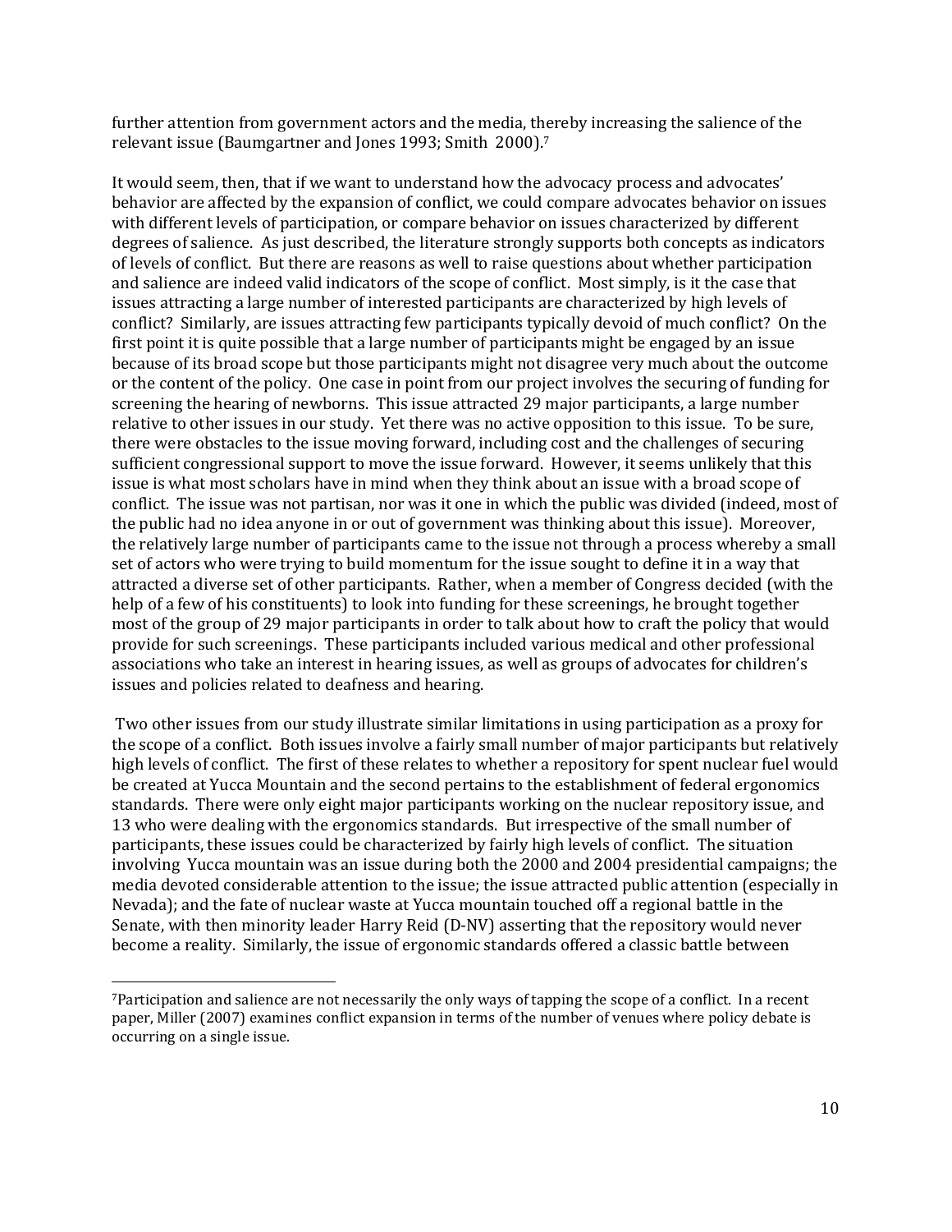further attention from government actors and the media, thereby increasing the salience of the relevant issue (Baumgartner and Jones 1993; Smith 2000).[7]

It would seem, then, that if we want to understand how the advocacy process and advocates' behavior are affected by the expansion of conflict, we could compare advocates behavior on issues with different levels of participation, or compare behavior on issues characterized by different degrees of salience. As just described, the literature strongly supports both concepts as indicators of levels of conflict. But there are reasons as well to raise questions about whether participation and salience are indeed valid indicators of the scope of conflict. Most simply, is it the case that issues attracting a large number of interested participants are characterized by high levels of conflict? Similarly, are issues attracting few participants typically devoid of much conflict? On the first point it is quite possible that a large number of participants might be engaged by an issue because of its broad scope but those participants might not disagree very much about the outcome or the content of the policy. One case in point from our project involves the securing of funding for screening the hearing of newborns. This issue attracted 29 major participants, a large number relative to other issues in our study. Yet there was no active opposition to this issue. To be sure, there were obstacles to the issue moving forward, including cost and the challenges of securing sufficient congressional support to move the issue forward. However, it seems unlikely that this issue is what most scholars have in mind when they think about an issue with a broad scope of conflict. The issue was not partisan, nor was it one in which the public was divided (indeed, most of the public had no idea anyone in or out of government was thinking about this issue). Moreover, the relatively large number of participants came to the issue not through a process whereby a small set of actors who were trying to build momentum for the issue sought to define it in a way that attracted a diverse set of other participants. Rather, when a member of Congress decided (with the help of a few of his constituents) to look into funding for these screenings, he brought together most of the group of 29 major participants in order to talk about how to craft the policy that would provide for such screenings. These participants included various medical and other professional associations who take an interest in hearing issues, as well as groups of advocates for children's issues and policies related to deafness and hearing.

Two other issues from our study illustrate similar limitations in using participation as a proxy for the scope of a conflict. Both issues involve a fairly small number of major participants but relatively high levels of conflict. The first of these relates to whether a repository for spent nuclear fuel would be created at Yucca Mountain and the second pertains to the establishment of federal ergonomics standards. There were only eight major participants working on the nuclear repository issue, and 13 who were dealing with the ergonomics standards. But irrespective of the small number of participants, these issues could be characterized by fairly high levels of conflict. The situation involving Yucca mountain was an issue during both the 2000 and 2004 presidential campaigns; the media devoted considerable attention to the issue; the issue attracted public attention (especially in Nevada); and the fate of nuclear waste at Yucca mountain touched off a regional battle in the Senate, with then minority leader Harry Reid (D-NV) asserting that the repository would never become a reality. Similarly, the issue of ergonomic standards offered a classic battle between

[7] Participation and salience are not necessarily the only ways of tapping the scope of a conflict. In a recent paper, Miller (2007) examines conflict expansion in terms of the number of venues where policy debate is occurring on a single issue.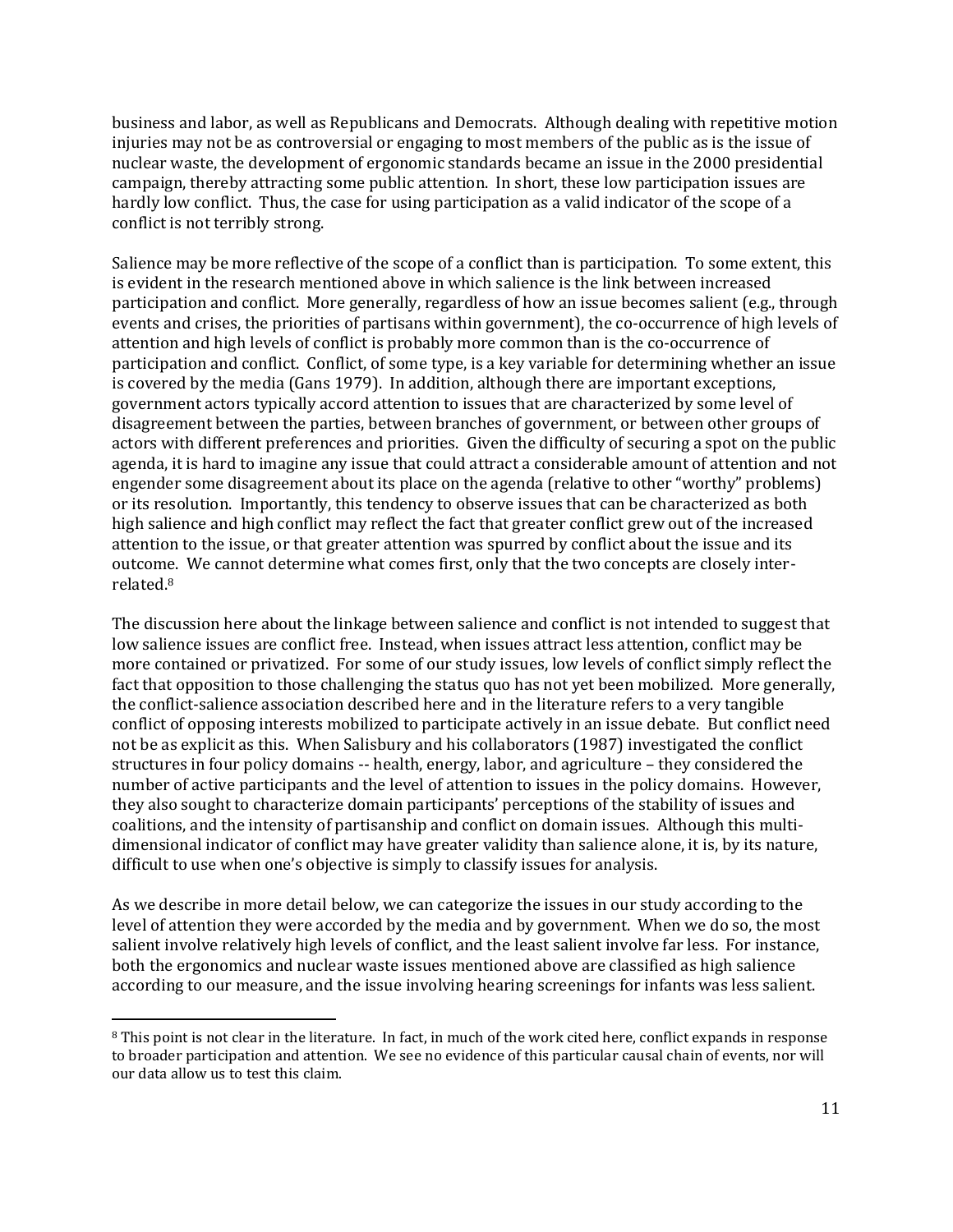business and labor, as well as Republicans and Democrats. Although dealing with repetitive motion injuries may not be as controversial or engaging to most members of the public as is the issue of nuclear waste, the development of ergonomic standards became an issue in the 2000 presidential campaign, thereby attracting some public attention. In short, these low participation issues are hardly low conflict. Thus, the case for using participation as a valid indicator of the scope of a conflict is not terribly strong.

Salience may be more reflective of the scope of a conflict than is participation. To some extent, this is evident in the research mentioned above in which salience is the link between increased participation and conflict. More generally, regardless of how an issue becomes salient (e.g., through events and crises, the priorities of partisans within government), the co-occurrence of high levels of attention and high levels of conflict is probably more common than is the co-occurrence of participation and conflict. Conflict, of some type, is a key variable for determining whether an issue is covered by the media (Gans 1979). In addition, although there are important exceptions, government actors typically accord attention to issues that are characterized by some level of disagreement between the parties, between branches of government, or between other groups of actors with different preferences and priorities. Given the difficulty of securing a spot on the public agenda, it is hard to imagine any issue that could attract a considerable amount of attention and not engender some disagreement about its place on the agenda (relative to other "worthy" problems) or its resolution. Importantly, this tendency to observe issues that can be characterized as both high salience and high conflict may reflect the fact that greater conflict grew out of the increased attention to the issue, or that greater attention was spurred by conflict about the issue and its outcome. We cannot determine what comes first, only that the two concepts are closely inter-related.[8]

The discussion here about the linkage between salience and conflict is not intended to suggest that low salience issues are conflict free. Instead, when issues attract less attention, conflict may be more contained or privatized. For some of our study issues, low levels of conflict simply reflect the fact that opposition to those challenging the status quo has not yet been mobilized. More generally, the conflict-salience association described here and in the literature refers to a very tangible conflict of opposing interests mobilized to participate actively in an issue debate. But conflict need not be as explicit as this. When Salisbury and his collaborators (1987) investigated the conflict structures in four policy domains -- health, energy, labor, and agriculture – they considered the number of active participants and the level of attention to issues in the policy domains. However, they also sought to characterize domain participants' perceptions of the stability of issues and coalitions, and the intensity of partisanship and conflict on domain issues. Although this multi-dimensional indicator of conflict may have greater validity than salience alone, it is, by its nature, difficult to use when one's objective is simply to classify issues for analysis.

As we describe in more detail below, we can categorize the issues in our study according to the level of attention they were accorded by the media and by government. When we do so, the most salient involve relatively high levels of conflict, and the least salient involve far less. For instance, both the ergonomics and nuclear waste issues mentioned above are classified as high salience according to our measure, and the issue involving hearing screenings for infants was less salient.

[8] This point is not clear in the literature. In fact, in much of the work cited here, conflict expands in response to broader participation and attention. We see no evidence of this particular causal chain of events, nor will our data allow us to test this claim.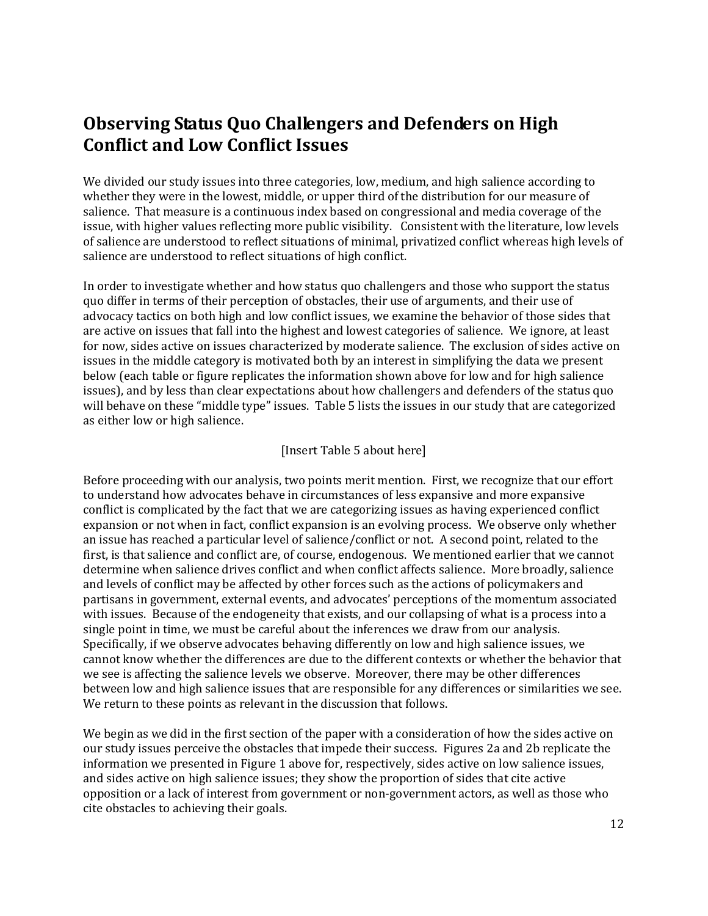## Observing Status Quo Challengers and Defenders on High Conflict and Low Conflict Issues

We divided our study issues into three categories, low, medium, and high salience according to whether they were in the lowest, middle, or upper third of the distribution for our measure of salience. That measure is a continuous index based on congressional and media coverage of the issue, with higher values reflecting more public visibility. Consistent with the literature, low levels of salience are understood to reflect situations of minimal, privatized conflict whereas high levels of salience are understood to reflect situations of high conflict.

In order to investigate whether and how status quo challengers and those who support the status quo differ in terms of their perception of obstacles, their use of arguments, and their use of advocacy tactics on both high and low conflict issues, we examine the behavior of those sides that are active on issues that fall into the highest and lowest categories of salience. We ignore, at least for now, sides active on issues characterized by moderate salience. The exclusion of sides active on issues in the middle category is motivated both by an interest in simplifying the data we present below (each table or figure replicates the information shown above for low and for high salience issues), and by less than clear expectations about how challengers and defenders of the status quo will behave on these "middle type" issues. Table 5 lists the issues in our study that are categorized as either low or high salience.

[Insert Table 5 about here]

Before proceeding with our analysis, two points merit mention. First, we recognize that our effort to understand how advocates behave in circumstances of less expansive and more expansive conflict is complicated by the fact that we are categorizing issues as having experienced conflict expansion or not when in fact, conflict expansion is an evolving process. We observe only whether an issue has reached a particular level of salience/conflict or not. A second point, related to the first, is that salience and conflict are, of course, endogenous. We mentioned earlier that we cannot determine when salience drives conflict and when conflict affects salience. More broadly, salience and levels of conflict may be affected by other forces such as the actions of policymakers and partisans in government, external events, and advocates' perceptions of the momentum associated with issues. Because of the endogeneity that exists, and our collapsing of what is a process into a single point in time, we must be careful about the inferences we draw from our analysis. Specifically, if we observe advocates behaving differently on low and high salience issues, we cannot know whether the differences are due to the different contexts or whether the behavior that we see is affecting the salience levels we observe. Moreover, there may be other differences between low and high salience issues that are responsible for any differences or similarities we see. We return to these points as relevant in the discussion that follows.

We begin as we did in the first section of the paper with a consideration of how the sides active on our study issues perceive the obstacles that impede their success. Figures 2a and 2b replicate the information we presented in Figure 1 above for, respectively, sides active on low salience issues, and sides active on high salience issues; they show the proportion of sides that cite active opposition or a lack of interest from government or non-government actors, as well as those who cite obstacles to achieving their goals.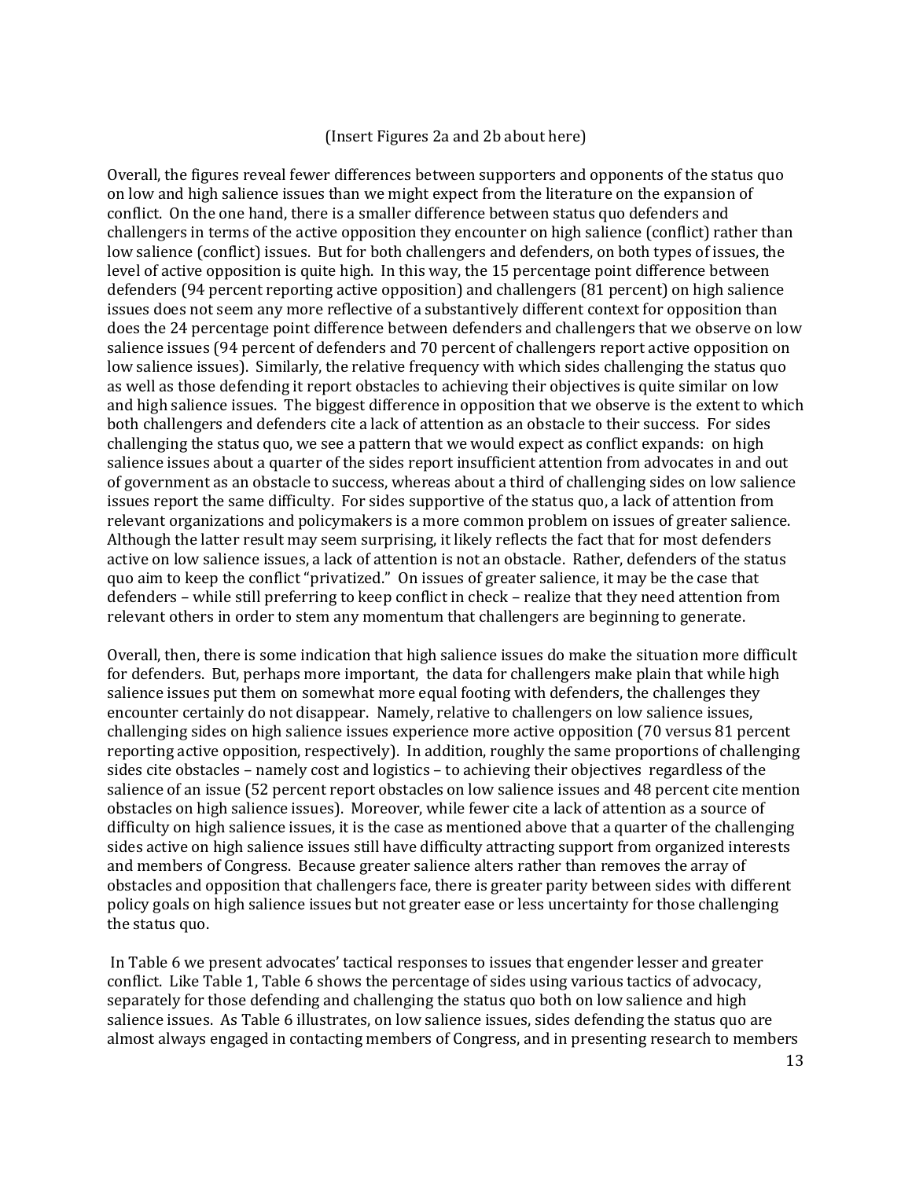(Insert Figures 2a and 2b about here)

Overall, the figures reveal fewer differences between supporters and opponents of the status quo on low and high salience issues than we might expect from the literature on the expansion of conflict. On the one hand, there is a smaller difference between status quo defenders and challengers in terms of the active opposition they encounter on high salience (conflict) rather than low salience (conflict) issues. But for both challengers and defenders, on both types of issues, the level of active opposition is quite high. In this way, the 15 percentage point difference between defenders (94 percent reporting active opposition) and challengers (81 percent) on high salience issues does not seem any more reflective of a substantively different context for opposition than does the 24 percentage point difference between defenders and challengers that we observe on low salience issues (94 percent of defenders and 70 percent of challengers report active opposition on low salience issues). Similarly, the relative frequency with which sides challenging the status quo as well as those defending it report obstacles to achieving their objectives is quite similar on low and high salience issues. The biggest difference in opposition that we observe is the extent to which both challengers and defenders cite a lack of attention as an obstacle to their success. For sides challenging the status quo, we see a pattern that we would expect as conflict expands: on high salience issues about a quarter of the sides report insufficient attention from advocates in and out of government as an obstacle to success, whereas about a third of challenging sides on low salience issues report the same difficulty. For sides supportive of the status quo, a lack of attention from relevant organizations and policymakers is a more common problem on issues of greater salience. Although the latter result may seem surprising, it likely reflects the fact that for most defenders active on low salience issues, a lack of attention is not an obstacle. Rather, defenders of the status quo aim to keep the conflict "privatized." On issues of greater salience, it may be the case that defenders – while still preferring to keep conflict in check – realize that they need attention from relevant others in order to stem any momentum that challengers are beginning to generate.

Overall, then, there is some indication that high salience issues do make the situation more difficult for defenders. But, perhaps more important, the data for challengers make plain that while high salience issues put them on somewhat more equal footing with defenders, the challenges they encounter certainly do not disappear. Namely, relative to challengers on low salience issues, challenging sides on high salience issues experience more active opposition (70 versus 81 percent reporting active opposition, respectively). In addition, roughly the same proportions of challenging sides cite obstacles – namely cost and logistics – to achieving their objectives regardless of the salience of an issue (52 percent report obstacles on low salience issues and 48 percent cite mention obstacles on high salience issues). Moreover, while fewer cite a lack of attention as a source of difficulty on high salience issues, it is the case as mentioned above that a quarter of the challenging sides active on high salience issues still have difficulty attracting support from organized interests and members of Congress. Because greater salience alters rather than removes the array of obstacles and opposition that challengers face, there is greater parity between sides with different policy goals on high salience issues but not greater ease or less uncertainty for those challenging the status quo.

In Table 6 we present advocates' tactical responses to issues that engender lesser and greater conflict. Like Table 1, Table 6 shows the percentage of sides using various tactics of advocacy, separately for those defending and challenging the status quo both on low salience and high salience issues. As Table 6 illustrates, on low salience issues, sides defending the status quo are almost always engaged in contacting members of Congress, and in presenting research to members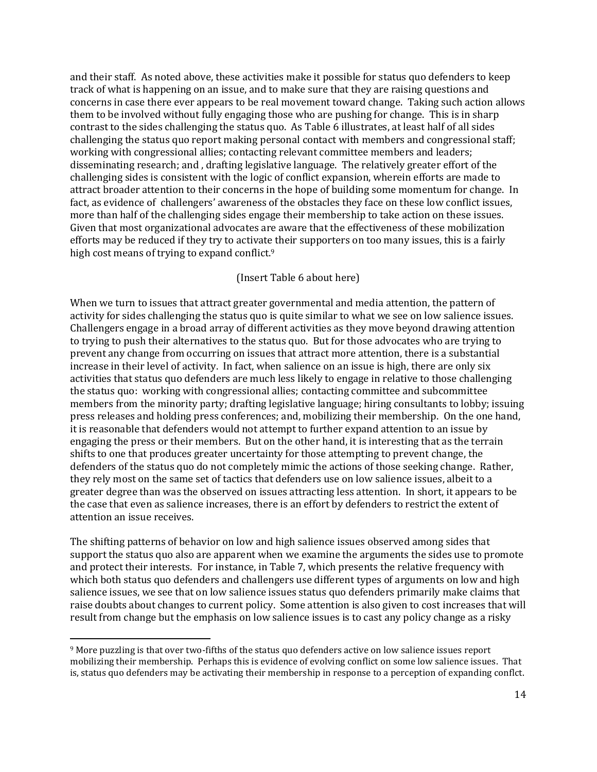and their staff. As noted above, these activities make it possible for status quo defenders to keep track of what is happening on an issue, and to make sure that they are raising questions and concerns in case there ever appears to be real movement toward change. Taking such action allows them to be involved without fully engaging those who are pushing for change. This is in sharp contrast to the sides challenging the status quo. As Table 6 illustrates, at least half of all sides challenging the status quo report making personal contact with members and congressional staff; working with congressional allies; contacting relevant committee members and leaders; disseminating research; and , drafting legislative language. The relatively greater effort of the challenging sides is consistent with the logic of conflict expansion, wherein efforts are made to attract broader attention to their concerns in the hope of building some momentum for change. In fact, as evidence of challengers' awareness of the obstacles they face on these low conflict issues, more than half of the challenging sides engage their membership to take action on these issues. Given that most organizational advocates are aware that the effectiveness of these mobilization efforts may be reduced if they try to activate their supporters on too many issues, this is a fairly high cost means of trying to expand conflict.[9]

(Insert Table 6 about here)

When we turn to issues that attract greater governmental and media attention, the pattern of activity for sides challenging the status quo is quite similar to what we see on low salience issues. Challengers engage in a broad array of different activities as they move beyond drawing attention to trying to push their alternatives to the status quo. But for those advocates who are trying to prevent any change from occurring on issues that attract more attention, there is a substantial increase in their level of activity. In fact, when salience on an issue is high, there are only six activities that status quo defenders are much less likely to engage in relative to those challenging the status quo: working with congressional allies; contacting committee and subcommittee members from the minority party; drafting legislative language; hiring consultants to lobby; issuing press releases and holding press conferences; and, mobilizing their membership. On the one hand, it is reasonable that defenders would not attempt to further expand attention to an issue by engaging the press or their members. But on the other hand, it is interesting that as the terrain shifts to one that produces greater uncertainty for those attempting to prevent change, the defenders of the status quo do not completely mimic the actions of those seeking change. Rather, they rely most on the same set of tactics that defenders use on low salience issues, albeit to a greater degree than was the observed on issues attracting less attention. In short, it appears to be the case that even as salience increases, there is an effort by defenders to restrict the extent of attention an issue receives.

The shifting patterns of behavior on low and high salience issues observed among sides that support the status quo also are apparent when we examine the arguments the sides use to promote and protect their interests. For instance, in Table 7, which presents the relative frequency with which both status quo defenders and challengers use different types of arguments on low and high salience issues, we see that on low salience issues status quo defenders primarily make claims that raise doubts about changes to current policy. Some attention is also given to cost increases that will result from change but the emphasis on low salience issues is to cast any policy change as a risky

[9] More puzzling is that over two-fifths of the status quo defenders active on low salience issues report mobilizing their membership. Perhaps this is evidence of evolving conflict on some low salience issues. That is, status quo defenders may be activating their membership in response to a perception of expanding conflct.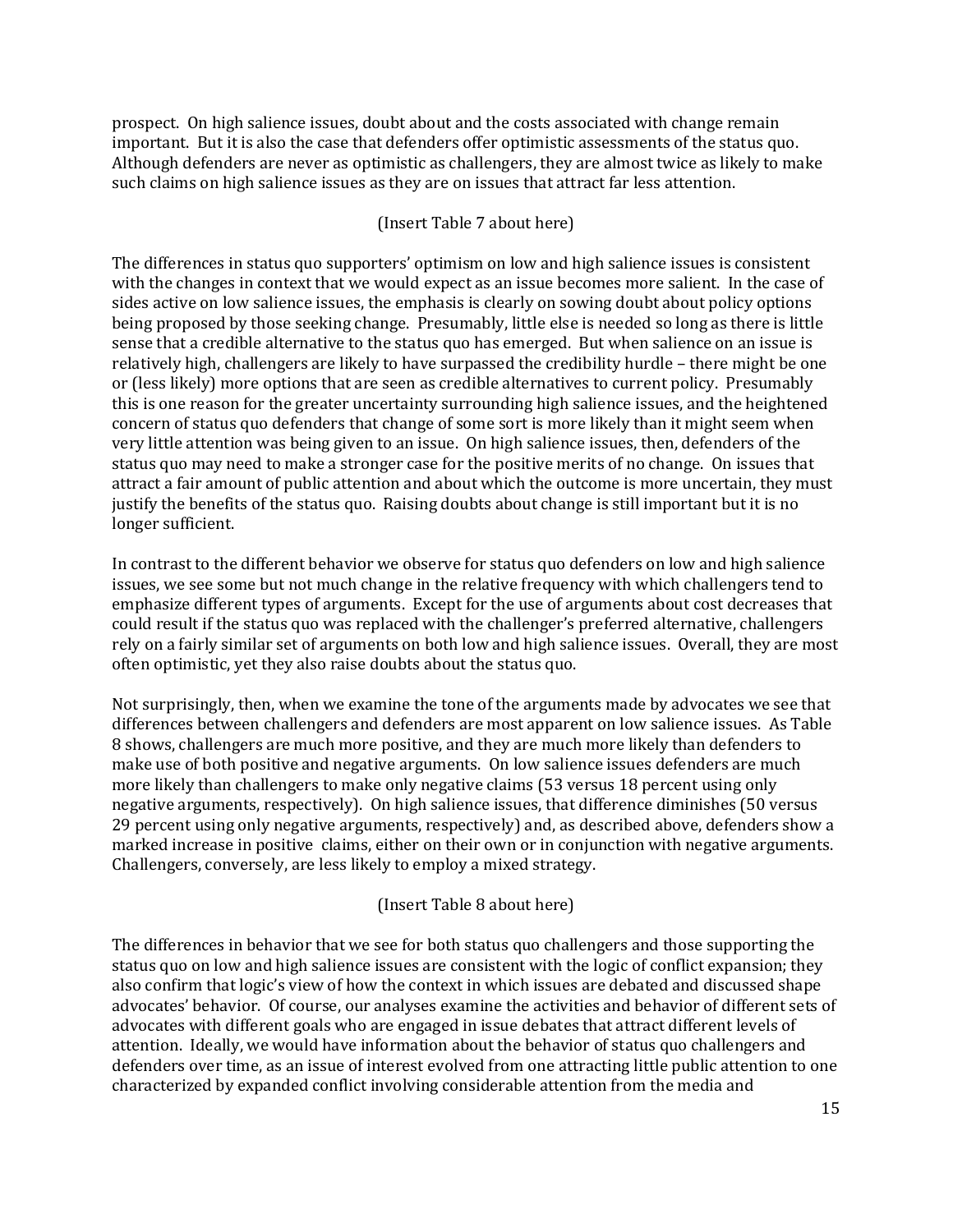prospect. On high salience issues, doubt about and the costs associated with change remain important. But it is also the case that defenders offer optimistic assessments of the status quo. Although defenders are never as optimistic as challengers, they are almost twice as likely to make such claims on high salience issues as they are on issues that attract far less attention.

(Insert Table 7 about here)

The differences in status quo supporters' optimism on low and high salience issues is consistent with the changes in context that we would expect as an issue becomes more salient. In the case of sides active on low salience issues, the emphasis is clearly on sowing doubt about policy options being proposed by those seeking change. Presumably, little else is needed so long as there is little sense that a credible alternative to the status quo has emerged. But when salience on an issue is relatively high, challengers are likely to have surpassed the credibility hurdle – there might be one or (less likely) more options that are seen as credible alternatives to current policy. Presumably this is one reason for the greater uncertainty surrounding high salience issues, and the heightened concern of status quo defenders that change of some sort is more likely than it might seem when very little attention was being given to an issue. On high salience issues, then, defenders of the status quo may need to make a stronger case for the positive merits of no change. On issues that attract a fair amount of public attention and about which the outcome is more uncertain, they must justify the benefits of the status quo. Raising doubts about change is still important but it is no longer sufficient.

In contrast to the different behavior we observe for status quo defenders on low and high salience issues, we see some but not much change in the relative frequency with which challengers tend to emphasize different types of arguments. Except for the use of arguments about cost decreases that could result if the status quo was replaced with the challenger's preferred alternative, challengers rely on a fairly similar set of arguments on both low and high salience issues. Overall, they are most often optimistic, yet they also raise doubts about the status quo.

Not surprisingly, then, when we examine the tone of the arguments made by advocates we see that differences between challengers and defenders are most apparent on low salience issues. As Table 8 shows, challengers are much more positive, and they are much more likely than defenders to make use of both positive and negative arguments. On low salience issues defenders are much more likely than challengers to make only negative claims (53 versus 18 percent using only negative arguments, respectively). On high salience issues, that difference diminishes (50 versus 29 percent using only negative arguments, respectively) and, as described above, defenders show a marked increase in positive claims, either on their own or in conjunction with negative arguments. Challengers, conversely, are less likely to employ a mixed strategy.

(Insert Table 8 about here)

The differences in behavior that we see for both status quo challengers and those supporting the status quo on low and high salience issues are consistent with the logic of conflict expansion; they also confirm that logic's view of how the context in which issues are debated and discussed shape advocates' behavior. Of course, our analyses examine the activities and behavior of different sets of advocates with different goals who are engaged in issue debates that attract different levels of attention. Ideally, we would have information about the behavior of status quo challengers and defenders over time, as an issue of interest evolved from one attracting little public attention to one characterized by expanded conflict involving considerable attention from the media and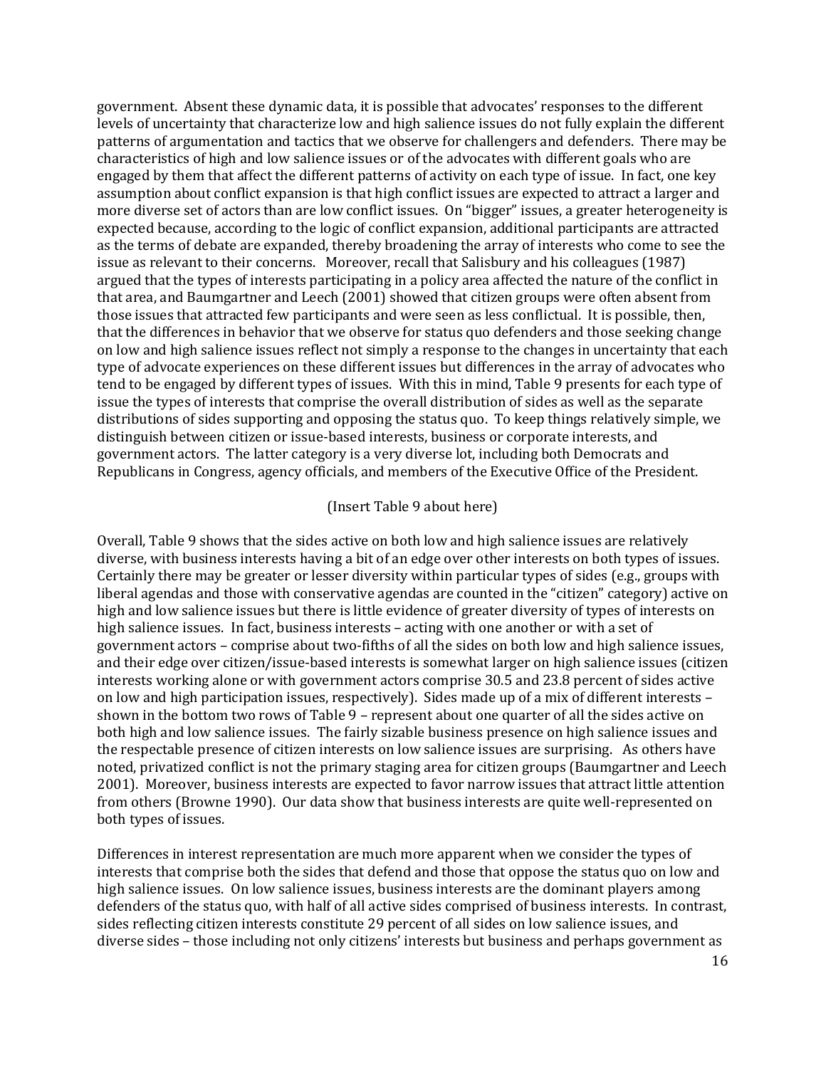government. Absent these dynamic data, it is possible that advocates' responses to the different levels of uncertainty that characterize low and high salience issues do not fully explain the different patterns of argumentation and tactics that we observe for challengers and defenders. There may be characteristics of high and low salience issues or of the advocates with different goals who are engaged by them that affect the different patterns of activity on each type of issue. In fact, one key assumption about conflict expansion is that high conflict issues are expected to attract a larger and more diverse set of actors than are low conflict issues. On "bigger" issues, a greater heterogeneity is expected because, according to the logic of conflict expansion, additional participants are attracted as the terms of debate are expanded, thereby broadening the array of interests who come to see the issue as relevant to their concerns. Moreover, recall that Salisbury and his colleagues (1987) argued that the types of interests participating in a policy area affected the nature of the conflict in that area, and Baumgartner and Leech (2001) showed that citizen groups were often absent from those issues that attracted few participants and were seen as less conflictual. It is possible, then, that the differences in behavior that we observe for status quo defenders and those seeking change on low and high salience issues reflect not simply a response to the changes in uncertainty that each type of advocate experiences on these different issues but differences in the array of advocates who tend to be engaged by different types of issues. With this in mind, Table 9 presents for each type of issue the types of interests that comprise the overall distribution of sides as well as the separate distributions of sides supporting and opposing the status quo. To keep things relatively simple, we distinguish between citizen or issue-based interests, business or corporate interests, and government actors. The latter category is a very diverse lot, including both Democrats and Republicans in Congress, agency officials, and members of the Executive Office of the President.

(Insert Table 9 about here)

Overall, Table 9 shows that the sides active on both low and high salience issues are relatively diverse, with business interests having a bit of an edge over other interests on both types of issues. Certainly there may be greater or lesser diversity within particular types of sides (e.g., groups with liberal agendas and those with conservative agendas are counted in the "citizen" category) active on high and low salience issues but there is little evidence of greater diversity of types of interests on high salience issues. In fact, business interests – acting with one another or with a set of government actors – comprise about two-fifths of all the sides on both low and high salience issues, and their edge over citizen/issue-based interests is somewhat larger on high salience issues (citizen interests working alone or with government actors comprise 30.5 and 23.8 percent of sides active on low and high participation issues, respectively). Sides made up of a mix of different interests – shown in the bottom two rows of Table 9 – represent about one quarter of all the sides active on both high and low salience issues. The fairly sizable business presence on high salience issues and the respectable presence of citizen interests on low salience issues are surprising. As others have noted, privatized conflict is not the primary staging area for citizen groups (Baumgartner and Leech 2001). Moreover, business interests are expected to favor narrow issues that attract little attention from others (Browne 1990). Our data show that business interests are quite well-represented on both types of issues.

Differences in interest representation are much more apparent when we consider the types of interests that comprise both the sides that defend and those that oppose the status quo on low and high salience issues. On low salience issues, business interests are the dominant players among defenders of the status quo, with half of all active sides comprised of business interests. In contrast, sides reflecting citizen interests constitute 29 percent of all sides on low salience issues, and diverse sides – those including not only citizens' interests but business and perhaps government as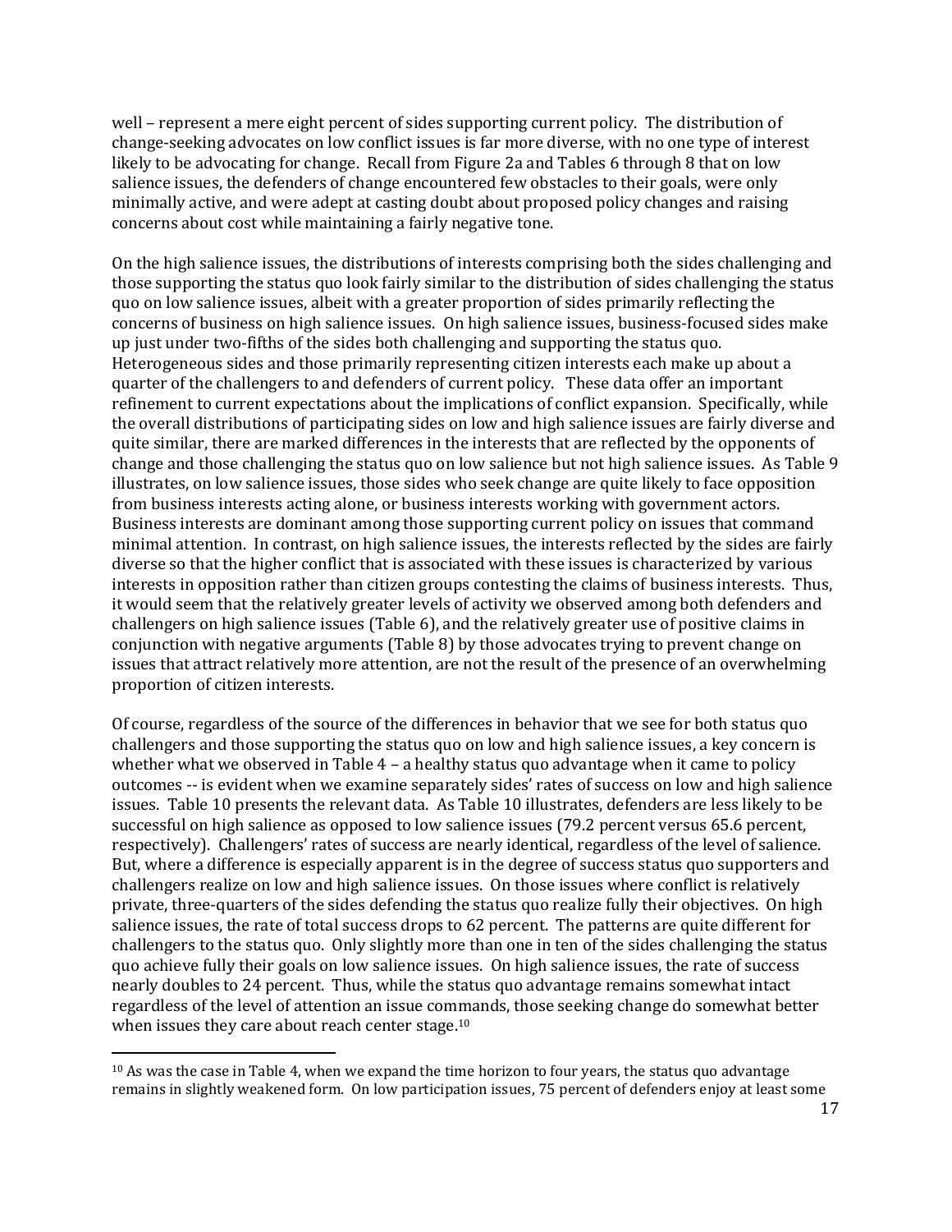well – represent a mere eight percent of sides supporting current policy. The distribution of change-seeking advocates on low conflict issues is far more diverse, with no one type of interest likely to be advocating for change. Recall from Figure 2a and Tables 6 through 8 that on low salience issues, the defenders of change encountered few obstacles to their goals, were only minimally active, and were adept at casting doubt about proposed policy changes and raising concerns about cost while maintaining a fairly negative tone.

On the high salience issues, the distributions of interests comprising both the sides challenging and those supporting the status quo look fairly similar to the distribution of sides challenging the status quo on low salience issues, albeit with a greater proportion of sides primarily reflecting the concerns of business on high salience issues. On high salience issues, business-focused sides make up just under two-fifths of the sides both challenging and supporting the status quo. Heterogeneous sides and those primarily representing citizen interests each make up about a quarter of the challengers to and defenders of current policy. These data offer an important refinement to current expectations about the implications of conflict expansion. Specifically, while the overall distributions of participating sides on low and high salience issues are fairly diverse and quite similar, there are marked differences in the interests that are reflected by the opponents of change and those challenging the status quo on low salience but not high salience issues. As Table 9 illustrates, on low salience issues, those sides who seek change are quite likely to face opposition from business interests acting alone, or business interests working with government actors. Business interests are dominant among those supporting current policy on issues that command minimal attention. In contrast, on high salience issues, the interests reflected by the sides are fairly diverse so that the higher conflict that is associated with these issues is characterized by various interests in opposition rather than citizen groups contesting the claims of business interests. Thus, it would seem that the relatively greater levels of activity we observed among both defenders and challengers on high salience issues (Table 6), and the relatively greater use of positive claims in conjunction with negative arguments (Table 8) by those advocates trying to prevent change on issues that attract relatively more attention, are not the result of the presence of an overwhelming proportion of citizen interests.

Of course, regardless of the source of the differences in behavior that we see for both status quo challengers and those supporting the status quo on low and high salience issues, a key concern is whether what we observed in Table 4 – a healthy status quo advantage when it came to policy outcomes -- is evident when we examine separately sides' rates of success on low and high salience issues. Table 10 presents the relevant data. As Table 10 illustrates, defenders are less likely to be successful on high salience as opposed to low salience issues (79.2 percent versus 65.6 percent, respectively). Challengers' rates of success are nearly identical, regardless of the level of salience. But, where a difference is especially apparent is in the degree of success status quo supporters and challengers realize on low and high salience issues. On those issues where conflict is relatively private, three-quarters of the sides defending the status quo realize fully their objectives. On high salience issues, the rate of total success drops to 62 percent. The patterns are quite different for challengers to the status quo. Only slightly more than one in ten of the sides challenging the status quo achieve fully their goals on low salience issues. On high salience issues, the rate of success nearly doubles to 24 percent. Thus, while the status quo advantage remains somewhat intact regardless of the level of attention an issue commands, those seeking change do somewhat better when issues they care about reach center stage.[10]

[10] As was the case in Table 4, when we expand the time horizon to four years, the status quo advantage remains in slightly weakened form. On low participation issues, 75 percent of defenders enjoy at least some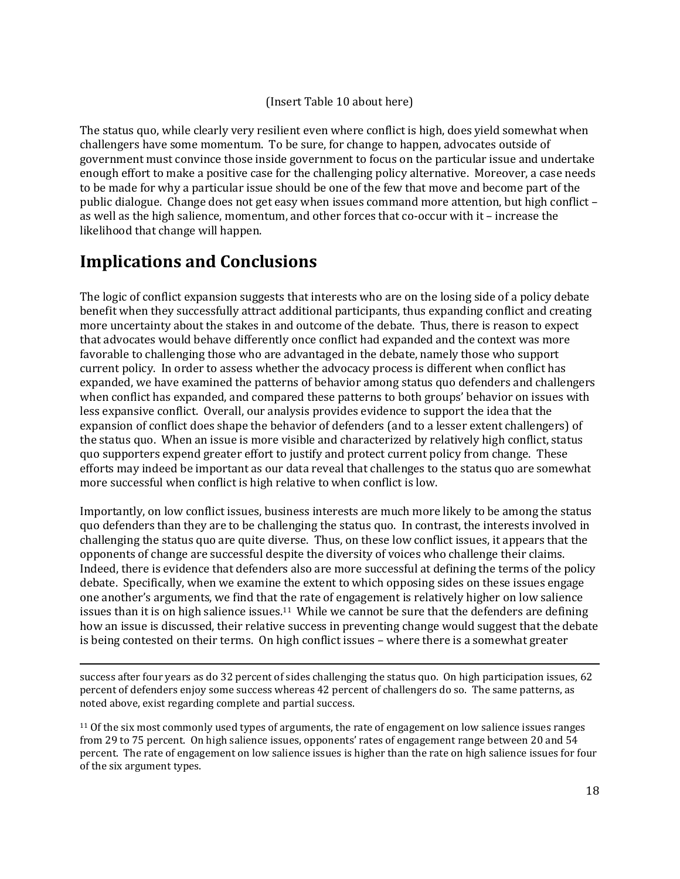(Insert Table 10 about here)

The status quo, while clearly very resilient even where conflict is high, does yield somewhat when challengers have some momentum. To be sure, for change to happen, advocates outside of government must convince those inside government to focus on the particular issue and undertake enough effort to make a positive case for the challenging policy alternative. Moreover, a case needs to be made for why a particular issue should be one of the few that move and become part of the public dialogue. Change does not get easy when issues command more attention, but high conflict – as well as the high salience, momentum, and other forces that co-occur with it – increase the likelihood that change will happen.

## Implications and Conclusions

The logic of conflict expansion suggests that interests who are on the losing side of a policy debate benefit when they successfully attract additional participants, thus expanding conflict and creating more uncertainty about the stakes in and outcome of the debate. Thus, there is reason to expect that advocates would behave differently once conflict had expanded and the context was more favorable to challenging those who are advantaged in the debate, namely those who support current policy. In order to assess whether the advocacy process is different when conflict has expanded, we have examined the patterns of behavior among status quo defenders and challengers when conflict has expanded, and compared these patterns to both groups' behavior on issues with less expansive conflict. Overall, our analysis provides evidence to support the idea that the expansion of conflict does shape the behavior of defenders (and to a lesser extent challengers) of the status quo. When an issue is more visible and characterized by relatively high conflict, status quo supporters expend greater effort to justify and protect current policy from change. These efforts may indeed be important as our data reveal that challenges to the status quo are somewhat more successful when conflict is high relative to when conflict is low.

Importantly, on low conflict issues, business interests are much more likely to be among the status quo defenders than they are to be challenging the status quo. In contrast, the interests involved in challenging the status quo are quite diverse. Thus, on these low conflict issues, it appears that the opponents of change are successful despite the diversity of voices who challenge their claims. Indeed, there is evidence that defenders also are more successful at defining the terms of the policy debate. Specifically, when we examine the extent to which opposing sides on these issues engage one another's arguments, we find that the rate of engagement is relatively higher on low salience issues than it is on high salience issues.[11] While we cannot be sure that the defenders are defining how an issue is discussed, their relative success in preventing change would suggest that the debate is being contested on their terms. On high conflict issues – where there is a somewhat greater

---

success after four years as do 32 percent of sides challenging the status quo. On high participation issues, 62 percent of defenders enjoy some success whereas 42 percent of challengers do so. The same patterns, as noted above, exist regarding complete and partial success.

[11] Of the six most commonly used types of arguments, the rate of engagement on low salience issues ranges from 29 to 75 percent. On high salience issues, opponents' rates of engagement range between 20 and 54 percent. The rate of engagement on low salience issues is higher than the rate on high salience issues for four of the six argument types.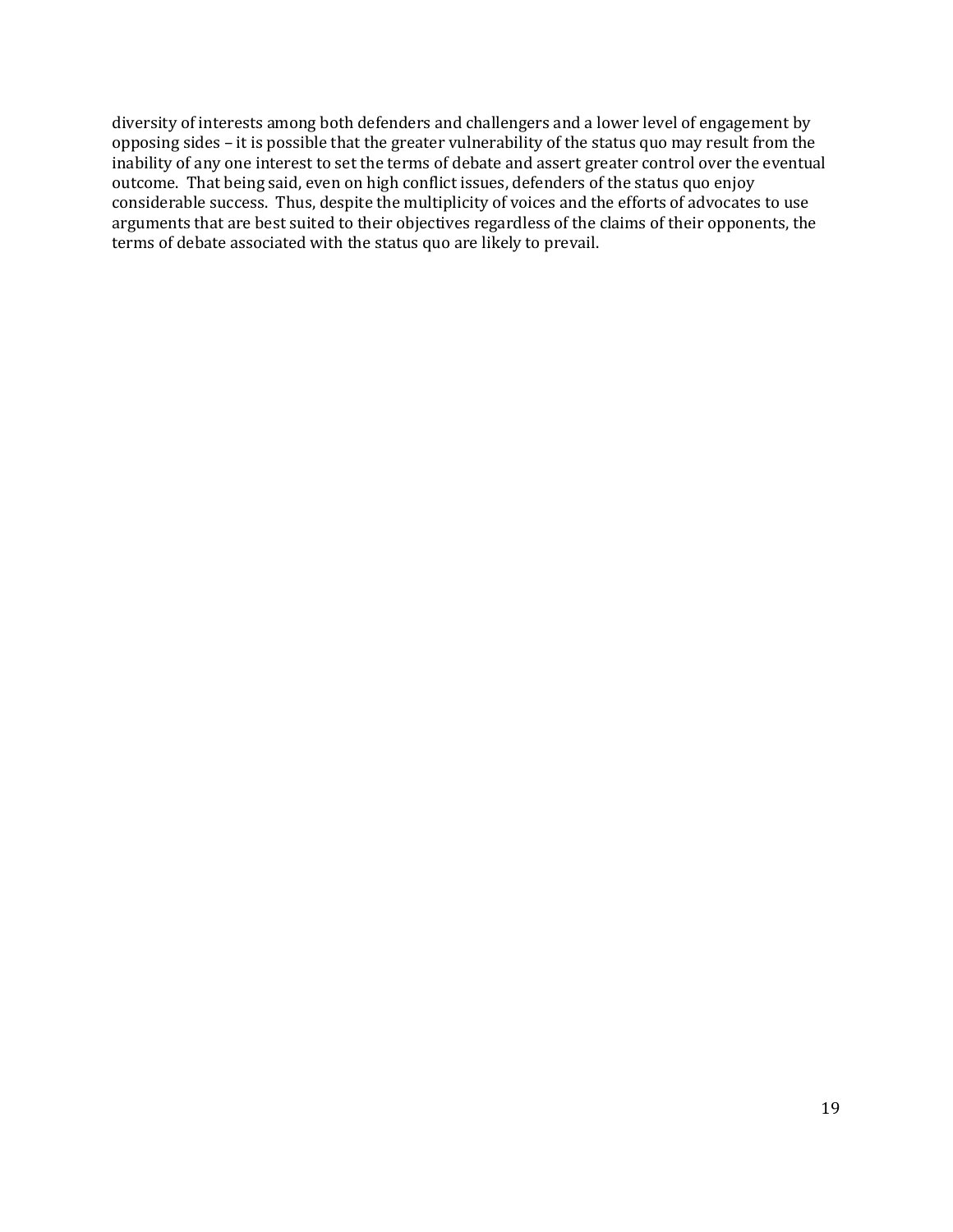diversity of interests among both defenders and challengers and a lower level of engagement by opposing sides – it is possible that the greater vulnerability of the status quo may result from the inability of any one interest to set the terms of debate and assert greater control over the eventual outcome. That being said, even on high conflict issues, defenders of the status quo enjoy considerable success. Thus, despite the multiplicity of voices and the efforts of advocates to use arguments that are best suited to their objectives regardless of the claims of their opponents, the terms of debate associated with the status quo are likely to prevail.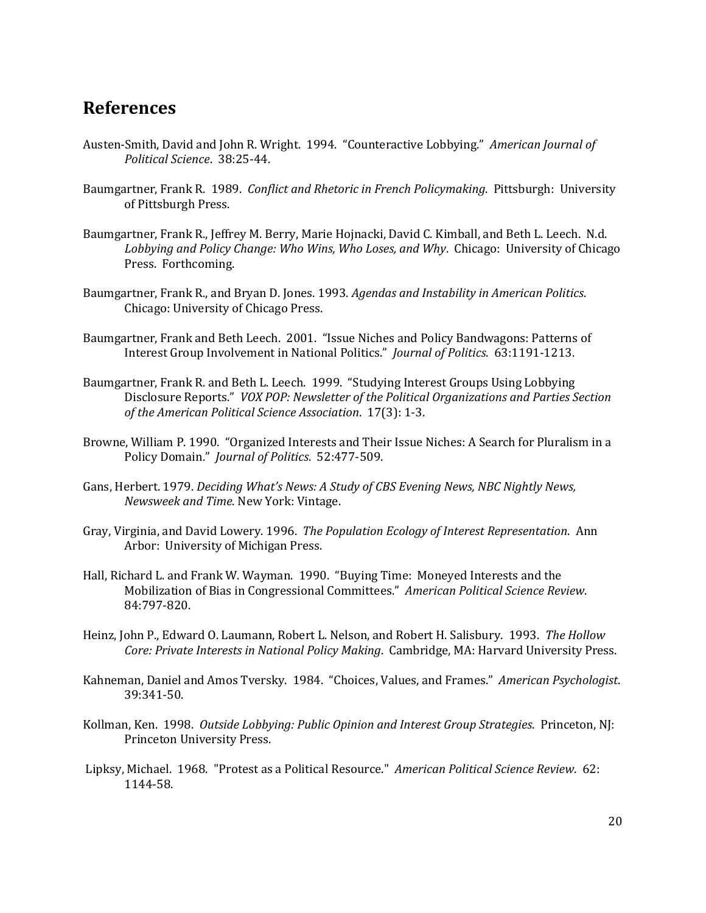## References

Austen-Smith, David and John R. Wright. 1994. "Counteractive Lobbying." *American Journal of Political Science*. 38:25-44.

Baumgartner, Frank R. 1989. *Conflict and Rhetoric in French Policymaking*. Pittsburgh: University of Pittsburgh Press.

Baumgartner, Frank R., Jeffrey M. Berry, Marie Hojnacki, David C. Kimball, and Beth L. Leech. N.d. *Lobbying and Policy Change: Who Wins, Who Loses, and Why*. Chicago: University of Chicago Press. Forthcoming.

Baumgartner, Frank R., and Bryan D. Jones. 1993. *Agendas and Instability in American Politics*. Chicago: University of Chicago Press.

Baumgartner, Frank and Beth Leech. 2001. "Issue Niches and Policy Bandwagons: Patterns of Interest Group Involvement in National Politics." *Journal of Politics*. 63:1191-1213.

Baumgartner, Frank R. and Beth L. Leech. 1999. "Studying Interest Groups Using Lobbying Disclosure Reports." *VOX POP: Newsletter of the Political Organizations and Parties Section of the American Political Science Association*. 17(3): 1-3.

Browne, William P. 1990. "Organized Interests and Their Issue Niches: A Search for Pluralism in a Policy Domain." *Journal of Politics*. 52:477-509.

Gans, Herbert. 1979. *Deciding What's News: A Study of CBS Evening News, NBC Nightly News, Newsweek and Time*. New York: Vintage.

Gray, Virginia, and David Lowery. 1996. *The Population Ecology of Interest Representation*. Ann Arbor: University of Michigan Press.

Hall, Richard L. and Frank W. Wayman. 1990. "Buying Time: Moneyed Interests and the Mobilization of Bias in Congressional Committees." *American Political Science Review*. 84:797-820.

Heinz, John P., Edward O. Laumann, Robert L. Nelson, and Robert H. Salisbury. 1993. *The Hollow Core: Private Interests in National Policy Making*. Cambridge, MA: Harvard University Press.

Kahneman, Daniel and Amos Tversky. 1984. "Choices, Values, and Frames." *American Psychologist*. 39:341-50.

Kollman, Ken. 1998. *Outside Lobbying: Public Opinion and Interest Group Strategies*. Princeton, NJ: Princeton University Press.

Lipksy, Michael. 1968. "Protest as a Political Resource." *American Political Science Review*. 62: 1144-58.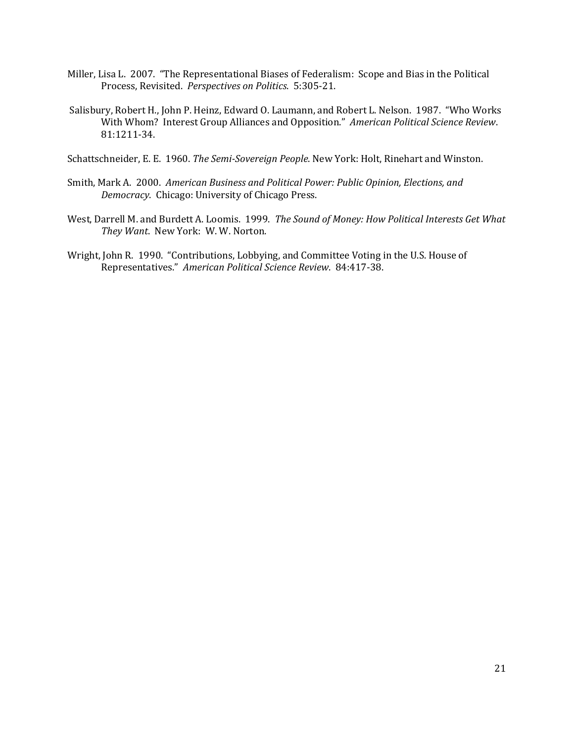Miller, Lisa L. 2007. "The Representational Biases of Federalism: Scope and Bias in the Political Process, Revisited. *Perspectives on Politics*. 5:305-21.

Salisbury, Robert H., John P. Heinz, Edward O. Laumann, and Robert L. Nelson. 1987. "Who Works With Whom? Interest Group Alliances and Opposition." *American Political Science Review*. 81:1211-34.

Schattschneider, E. E. 1960. *The Semi-Sovereign People*. New York: Holt, Rinehart and Winston.

Smith, Mark A. 2000. *American Business and Political Power: Public Opinion, Elections, and Democracy*. Chicago: University of Chicago Press.

West, Darrell M. and Burdett A. Loomis. 1999. *The Sound of Money: How Political Interests Get What They Want*. New York: W. W. Norton.

Wright, John R. 1990. "Contributions, Lobbying, and Committee Voting in the U.S. House of Representatives." *American Political Science Review*. 84:417-38.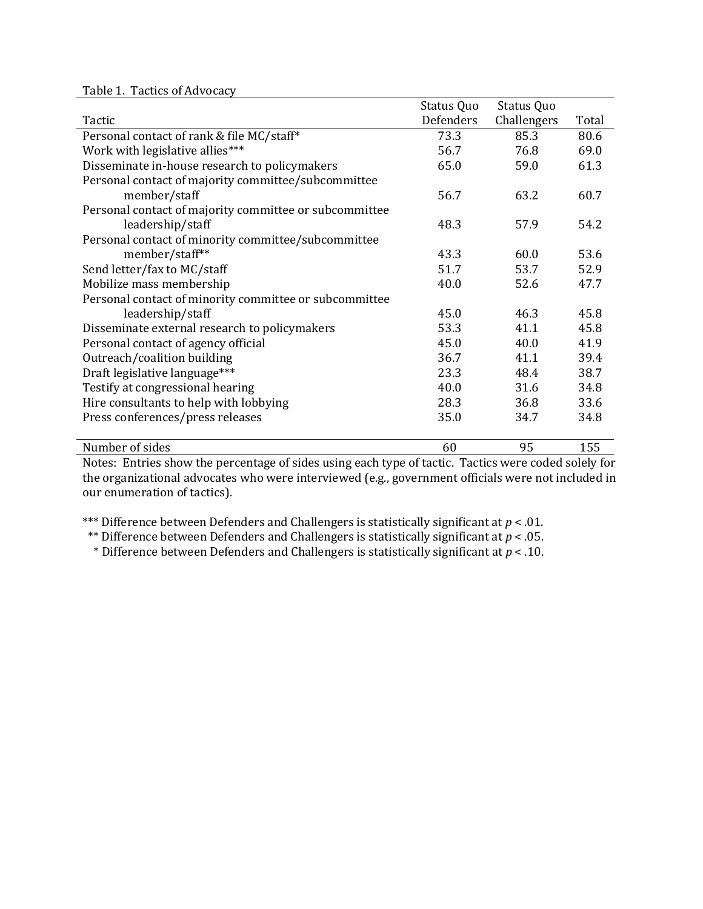Table 1. Tactics of Advocacy

| Tactic | Status Quo Defenders | Status Quo Challengers | Total |
|---|---|---|---|
| Personal contact of rank & file MC/staff* | 73.3 | 85.3 | 80.6 |
| Work with legislative allies*** | 56.7 | 76.8 | 69.0 |
| Disseminate in-house research to policymakers | 65.0 | 59.0 | 61.3 |
| Personal contact of majority committee/subcommittee member/staff | 56.7 | 63.2 | 60.7 |
| Personal contact of majority committee or subcommittee leadership/staff | 48.3 | 57.9 | 54.2 |
| Personal contact of minority committee/subcommittee member/staff** | 43.3 | 60.0 | 53.6 |
| Send letter/fax to MC/staff | 51.7 | 53.7 | 52.9 |
| Mobilize mass membership | 40.0 | 52.6 | 47.7 |
| Personal contact of minority committee or subcommittee leadership/staff | 45.0 | 46.3 | 45.8 |
| Disseminate external research to policymakers | 53.3 | 41.1 | 45.8 |
| Personal contact of agency official | 45.0 | 40.0 | 41.9 |
| Outreach/coalition building | 36.7 | 41.1 | 39.4 |
| Draft legislative language*** | 23.3 | 48.4 | 38.7 |
| Testify at congressional hearing | 40.0 | 31.6 | 34.8 |
| Hire consultants to help with lobbying | 28.3 | 36.8 | 33.6 |
| Press conferences/press releases | 35.0 | 34.7 | 34.8 |
| Number of sides | 60 | 95 | 155 |

Notes: Entries show the percentage of sides using each type of tactic. Tactics were coded solely for the organizational advocates who were interviewed (e.g., government officials were not included in our enumeration of tactics).

*** Difference between Defenders and Challengers is statistically significant at $p < .01$.
** Difference between Defenders and Challengers is statistically significant at $p < .05$.
* Difference between Defenders and Challengers is statistically significant at $p < .10$.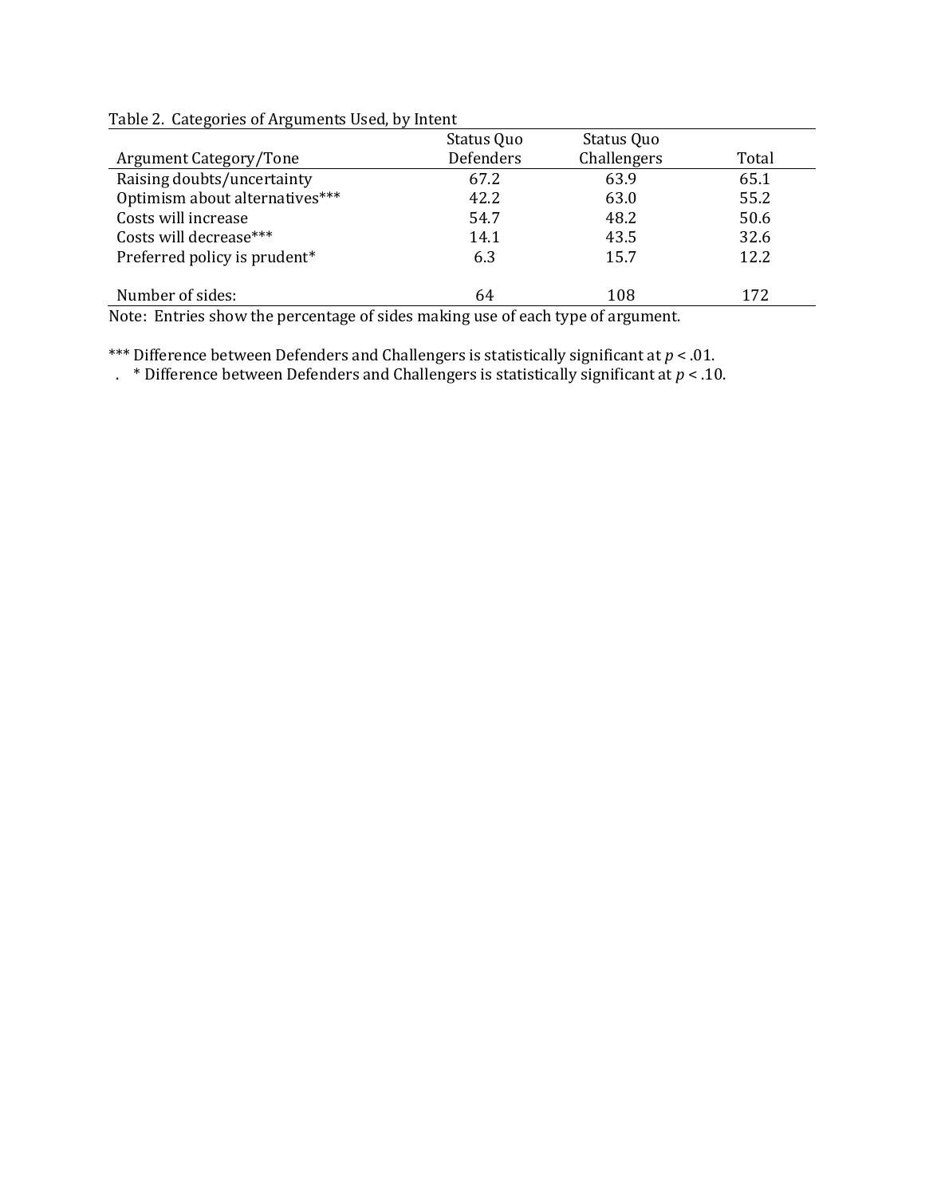Table 2. Categories of Arguments Used, by Intent

| Argument Category/Tone | Status Quo Defenders | Status Quo Challengers | Total |
|---|---|---|---|
| Raising doubts/uncertainty | 67.2 | 63.9 | 65.1 |
| Optimism about alternatives*** | 42.2 | 63.0 | 55.2 |
| Costs will increase | 54.7 | 48.2 | 50.6 |
| Costs will decrease*** | 14.1 | 43.5 | 32.6 |
| Preferred policy is prudent* | 6.3 | 15.7 | 12.2 |
| | | | |
| Number of sides: | 64 | 108 | 172 |

Note: Entries show the percentage of sides making use of each type of argument.

*** Difference between Defenders and Challengers is statistically significant at $p < .01$.

* Difference between Defenders and Challengers is statistically significant at $p < .10$.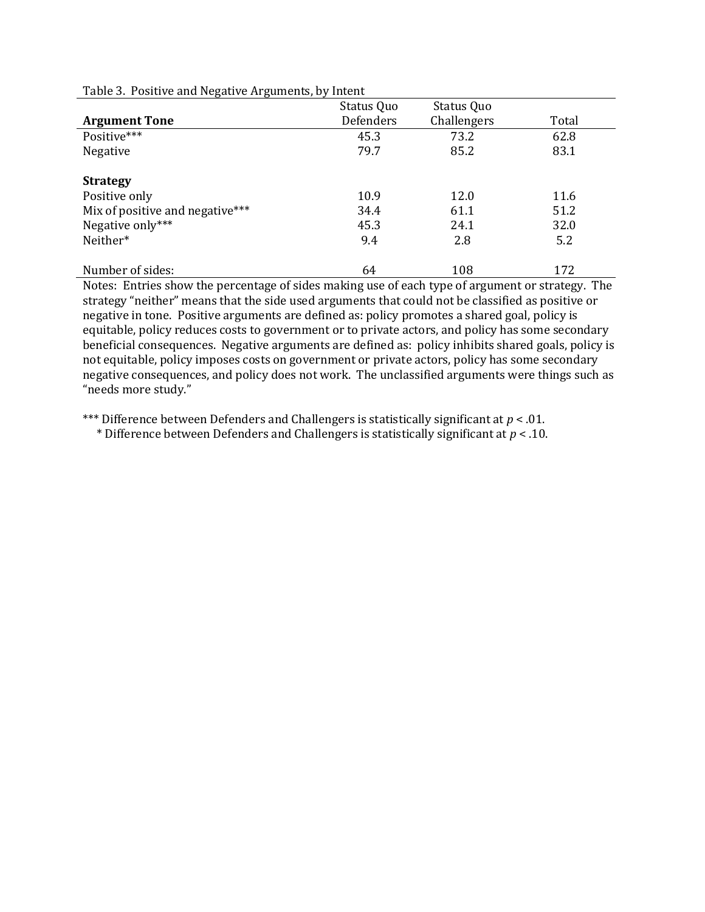Table 3. Positive and Negative Arguments, by Intent

| **Argument Tone** | Status Quo Defenders | Status Quo Challengers | Total |
|---|---|---|---|
| Positive*** | 45.3 | 73.2 | 62.8 |
| Negative | 79.7 | 85.2 | 83.1 |
| | | | |
| **Strategy** | | | |
| Positive only | 10.9 | 12.0 | 11.6 |
| Mix of positive and negative*** | 34.4 | 61.1 | 51.2 |
| Negative only*** | 45.3 | 24.1 | 32.0 |
| Neither* | 9.4 | 2.8 | 5.2 |
| | | | |
| Number of sides: | 64 | 108 | 172 |

Notes: Entries show the percentage of sides making use of each type of argument or strategy. The strategy "neither" means that the side used arguments that could not be classified as positive or negative in tone. Positive arguments are defined as: policy promotes a shared goal, policy is equitable, policy reduces costs to government or to private actors, and policy has some secondary beneficial consequences. Negative arguments are defined as: policy inhibits shared goals, policy is not equitable, policy imposes costs on government or private actors, policy has some secondary negative consequences, and policy does not work. The unclassified arguments were things such as "needs more study."

*** Difference between Defenders and Challengers is statistically significant at $p < .01$.
* Difference between Defenders and Challengers is statistically significant at $p < .10$.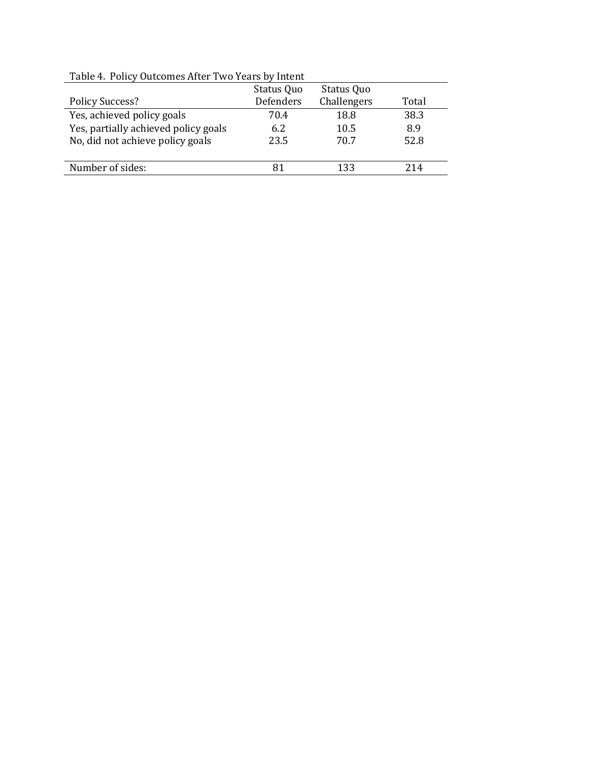Table 4. Policy Outcomes After Two Years by Intent

| Policy Success? | Status Quo Defenders | Status Quo Challengers | Total |
|---|---|---|---|
| Yes, achieved policy goals | 70.4 | 18.8 | 38.3 |
| Yes, partially achieved policy goals | 6.2 | 10.5 | 8.9 |
| No, did not achieve policy goals | 23.5 | 70.7 | 52.8 |
| Number of sides: | 81 | 133 | 214 |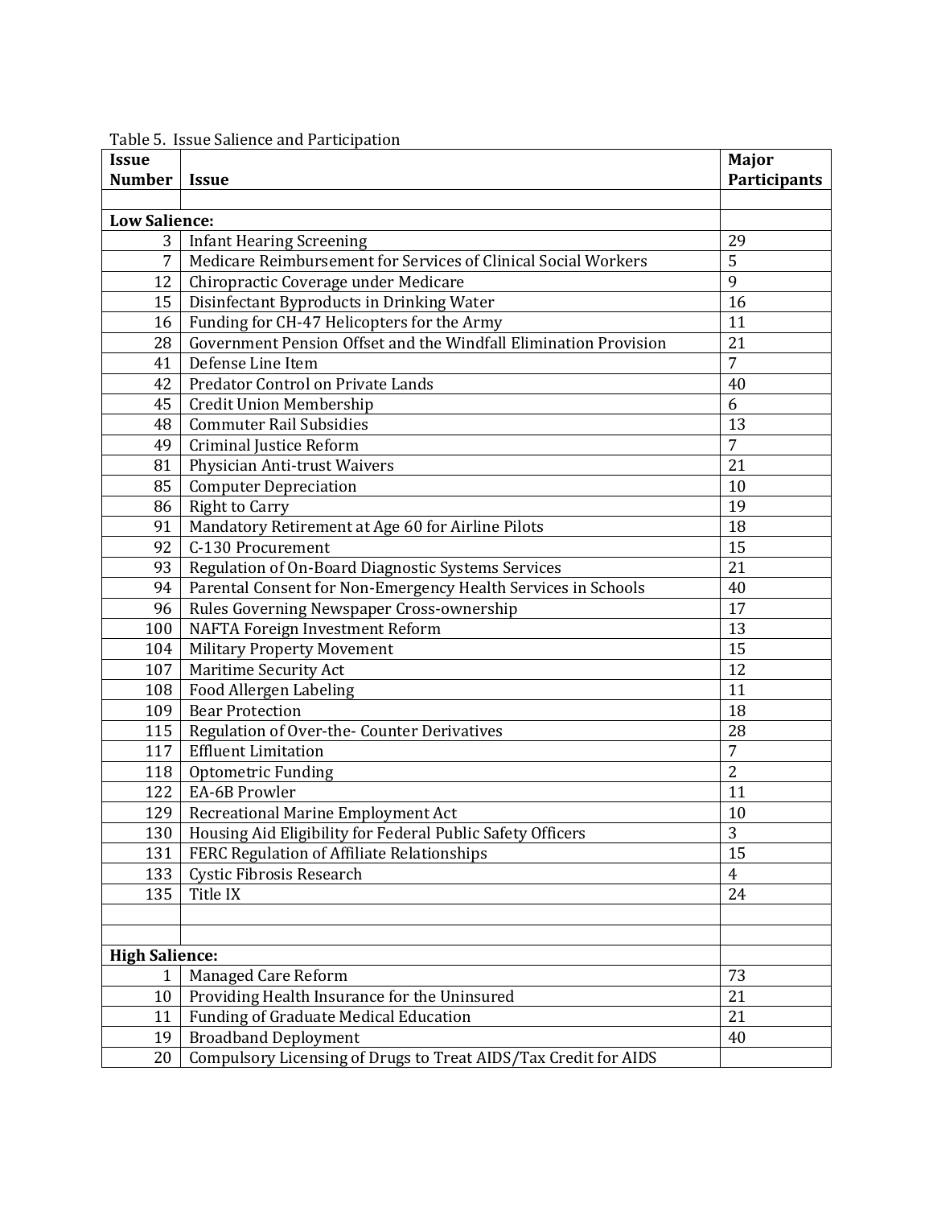Table 5. Issue Salience and Participation

| Issue Number | Issue | Major Participants |
|---|---|---|
| | | |
| **Low Salience:** | | |
| 3 | Infant Hearing Screening | 29 |
| 7 | Medicare Reimbursement for Services of Clinical Social Workers | 5 |
| 12 | Chiropractic Coverage under Medicare | 9 |
| 15 | Disinfectant Byproducts in Drinking Water | 16 |
| 16 | Funding for CH-47 Helicopters for the Army | 11 |
| 28 | Government Pension Offset and the Windfall Elimination Provision | 21 |
| 41 | Defense Line Item | 7 |
| 42 | Predator Control on Private Lands | 40 |
| 45 | Credit Union Membership | 6 |
| 48 | Commuter Rail Subsidies | 13 |
| 49 | Criminal Justice Reform | 7 |
| 81 | Physician Anti-trust Waivers | 21 |
| 85 | Computer Depreciation | 10 |
| 86 | Right to Carry | 19 |
| 91 | Mandatory Retirement at Age 60 for Airline Pilots | 18 |
| 92 | C-130 Procurement | 15 |
| 93 | Regulation of On-Board Diagnostic Systems Services | 21 |
| 94 | Parental Consent for Non-Emergency Health Services in Schools | 40 |
| 96 | Rules Governing Newspaper Cross-ownership | 17 |
| 100 | NAFTA Foreign Investment Reform | 13 |
| 104 | Military Property Movement | 15 |
| 107 | Maritime Security Act | 12 |
| 108 | Food Allergen Labeling | 11 |
| 109 | Bear Protection | 18 |
| 115 | Regulation of Over-the- Counter Derivatives | 28 |
| 117 | Effluent Limitation | 7 |
| 118 | Optometric Funding | 2 |
| 122 | EA-6B Prowler | 11 |
| 129 | Recreational Marine Employment Act | 10 |
| 130 | Housing Aid Eligibility for Federal Public Safety Officers | 3 |
| 131 | FERC Regulation of Affiliate Relationships | 15 |
| 133 | Cystic Fibrosis Research | 4 |
| 135 | Title IX | 24 |
| | | |
| | | |
| **High Salience:** | | |
| 1 | Managed Care Reform | 73 |
| 10 | Providing Health Insurance for the Uninsured | 21 |
| 11 | Funding of Graduate Medical Education | 21 |
| 19 | Broadband Deployment | 40 |
| 20 | Compulsory Licensing of Drugs to Treat AIDS/Tax Credit for AIDS | |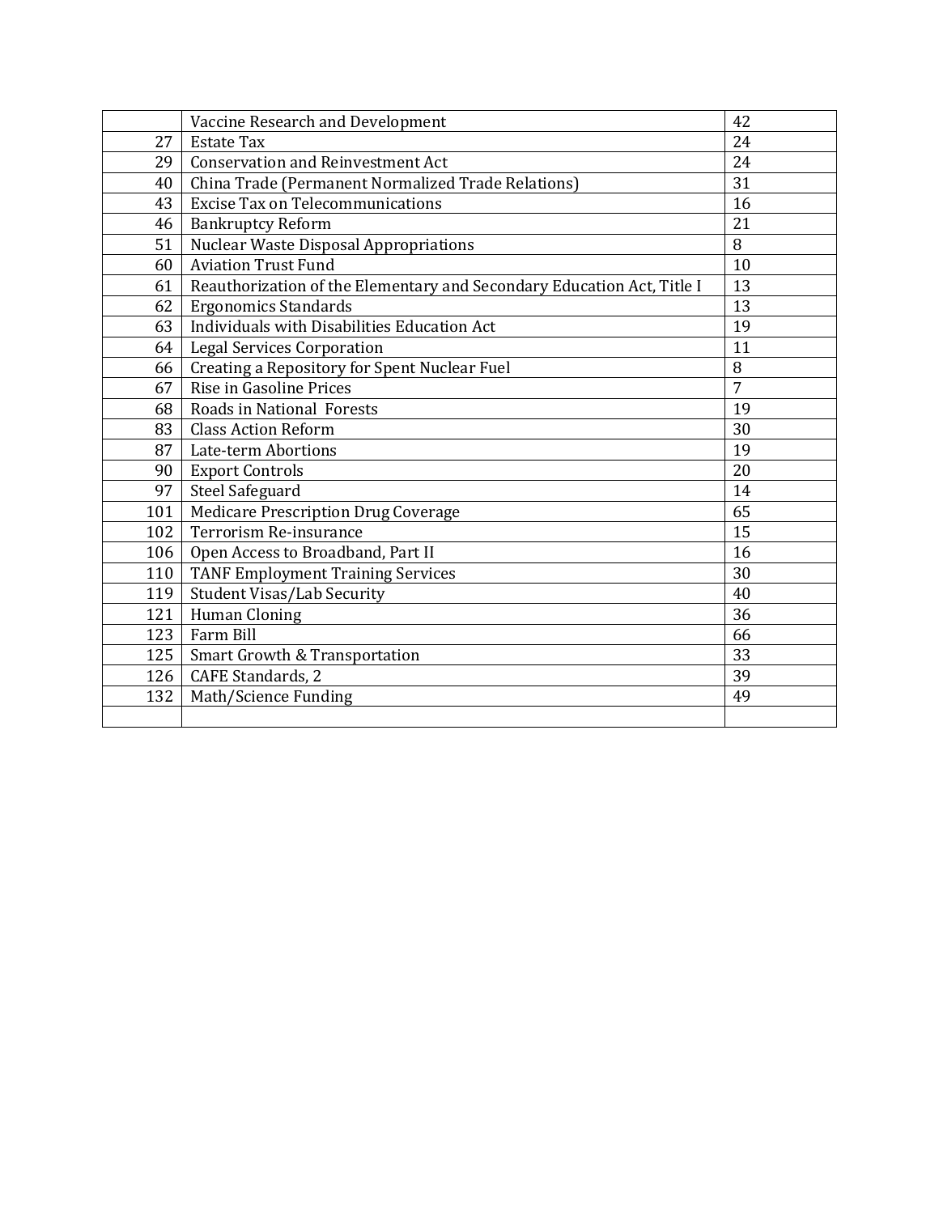|  |  |  |
|---|---|---|
|  | Vaccine Research and Development | 42 |
| 27 | Estate Tax | 24 |
| 29 | Conservation and Reinvestment Act | 24 |
| 40 | China Trade (Permanent Normalized Trade Relations) | 31 |
| 43 | Excise Tax on Telecommunications | 16 |
| 46 | Bankruptcy Reform | 21 |
| 51 | Nuclear Waste Disposal Appropriations | 8 |
| 60 | Aviation Trust Fund | 10 |
| 61 | Reauthorization of the Elementary and Secondary Education Act, Title I | 13 |
| 62 | Ergonomics Standards | 13 |
| 63 | Individuals with Disabilities Education Act | 19 |
| 64 | Legal Services Corporation | 11 |
| 66 | Creating a Repository for Spent Nuclear Fuel | 8 |
| 67 | Rise in Gasoline Prices | 7 |
| 68 | Roads in National Forests | 19 |
| 83 | Class Action Reform | 30 |
| 87 | Late-term Abortions | 19 |
| 90 | Export Controls | 20 |
| 97 | Steel Safeguard | 14 |
| 101 | Medicare Prescription Drug Coverage | 65 |
| 102 | Terrorism Re-insurance | 15 |
| 106 | Open Access to Broadband, Part II | 16 |
| 110 | TANF Employment Training Services | 30 |
| 119 | Student Visas/Lab Security | 40 |
| 121 | Human Cloning | 36 |
| 123 | Farm Bill | 66 |
| 125 | Smart Growth & Transportation | 33 |
| 126 | CAFE Standards, 2 | 39 |
| 132 | Math/Science Funding | 49 |
|  |  |  |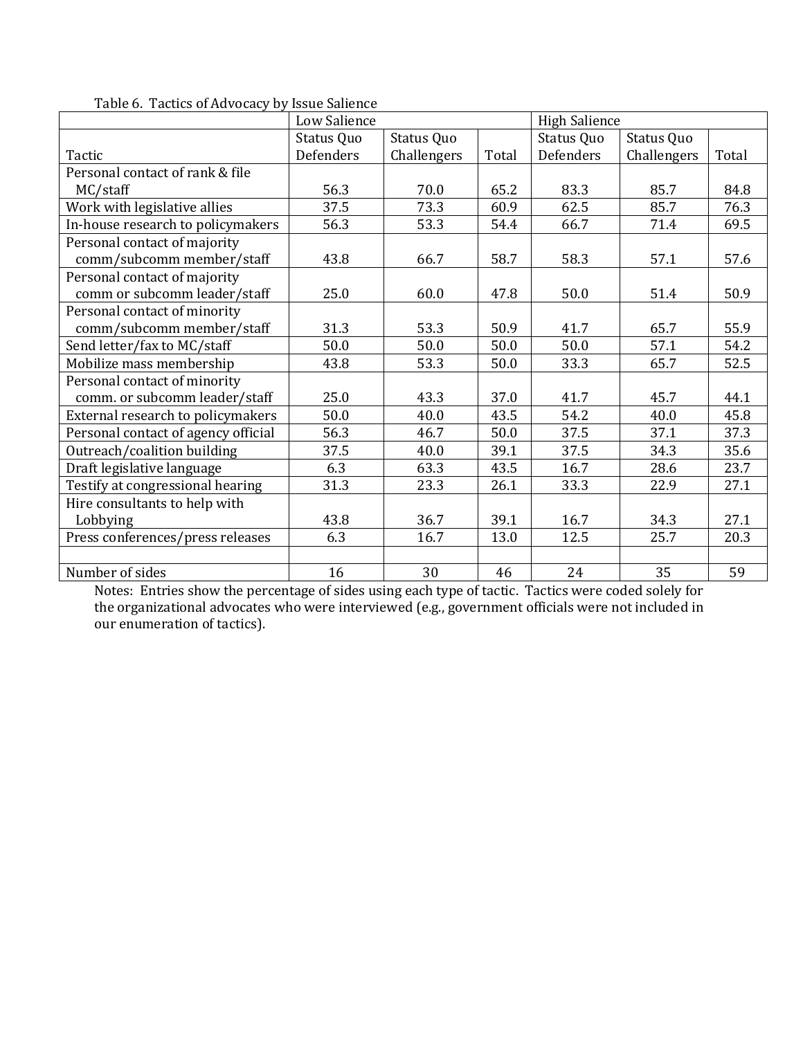Table 6. Tactics of Advocacy by Issue Salience

| | Low Salience | | | High Salience | | |
|---|---|---|---|---|---|---|
| Tactic | Status Quo Defenders | Status Quo Challengers | Total | Status Quo Defenders | Status Quo Challengers | Total |
| Personal contact of rank & file MC/staff | 56.3 | 70.0 | 65.2 | 83.3 | 85.7 | 84.8 |
| Work with legislative allies | 37.5 | 73.3 | 60.9 | 62.5 | 85.7 | 76.3 |
| In-house research to policymakers | 56.3 | 53.3 | 54.4 | 66.7 | 71.4 | 69.5 |
| Personal contact of majority comm/subcomm member/staff | 43.8 | 66.7 | 58.7 | 58.3 | 57.1 | 57.6 |
| Personal contact of majority comm or subcomm leader/staff | 25.0 | 60.0 | 47.8 | 50.0 | 51.4 | 50.9 |
| Personal contact of minority comm/subcomm member/staff | 31.3 | 53.3 | 50.9 | 41.7 | 65.7 | 55.9 |
| Send letter/fax to MC/staff | 50.0 | 50.0 | 50.0 | 50.0 | 57.1 | 54.2 |
| Mobilize mass membership | 43.8 | 53.3 | 50.0 | 33.3 | 65.7 | 52.5 |
| Personal contact of minority comm. or subcomm leader/staff | 25.0 | 43.3 | 37.0 | 41.7 | 45.7 | 44.1 |
| External research to policymakers | 50.0 | 40.0 | 43.5 | 54.2 | 40.0 | 45.8 |
| Personal contact of agency official | 56.3 | 46.7 | 50.0 | 37.5 | 37.1 | 37.3 |
| Outreach/coalition building | 37.5 | 40.0 | 39.1 | 37.5 | 34.3 | 35.6 |
| Draft legislative language | 6.3 | 63.3 | 43.5 | 16.7 | 28.6 | 23.7 |
| Testify at congressional hearing | 31.3 | 23.3 | 26.1 | 33.3 | 22.9 | 27.1 |
| Hire consultants to help with Lobbying | 43.8 | 36.7 | 39.1 | 16.7 | 34.3 | 27.1 |
| Press conferences/press releases | 6.3 | 16.7 | 13.0 | 12.5 | 25.7 | 20.3 |
| | | | | | | |
| Number of sides | 16 | 30 | 46 | 24 | 35 | 59 |

Notes: Entries show the percentage of sides using each type of tactic. Tactics were coded solely for the organizational advocates who were interviewed (e.g., government officials were not included in our enumeration of tactics).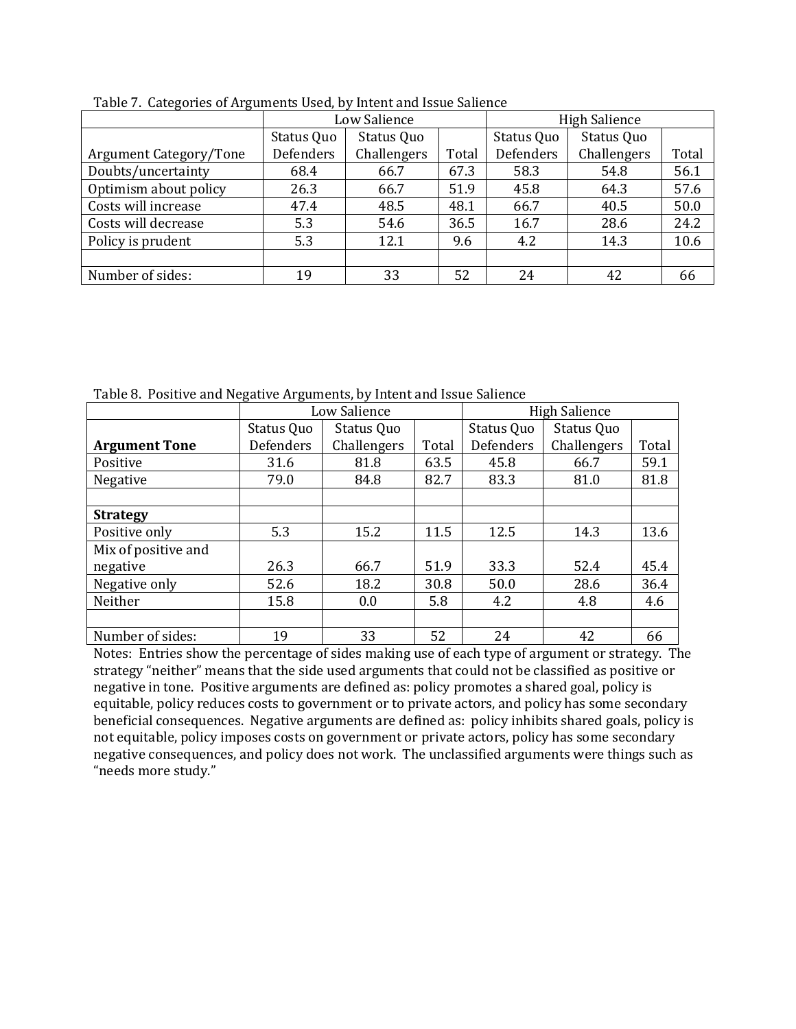Table 7. Categories of Arguments Used, by Intent and Issue Salience

| | Low Salience | | | High Salience | | |
|---|---|---|---|---|---|---|
| Argument Category/Tone | Status Quo Defenders | Status Quo Challengers | Total | Status Quo Defenders | Status Quo Challengers | Total |
| Doubts/uncertainty | 68.4 | 66.7 | 67.3 | 58.3 | 54.8 | 56.1 |
| Optimism about policy | 26.3 | 66.7 | 51.9 | 45.8 | 64.3 | 57.6 |
| Costs will increase | 47.4 | 48.5 | 48.1 | 66.7 | 40.5 | 50.0 |
| Costs will decrease | 5.3 | 54.6 | 36.5 | 16.7 | 28.6 | 24.2 |
| Policy is prudent | 5.3 | 12.1 | 9.6 | 4.2 | 14.3 | 10.6 |
| | | | | | | |
| Number of sides: | 19 | 33 | 52 | 24 | 42 | 66 |

Table 8. Positive and Negative Arguments, by Intent and Issue Salience

| | Low Salience | | | High Salience | | |
|---|---|---|---|---|---|---|
| **Argument Tone** | Status Quo Defenders | Status Quo Challengers | Total | Status Quo Defenders | Status Quo Challengers | Total |
| Positive | 31.6 | 81.8 | 63.5 | 45.8 | 66.7 | 59.1 |
| Negative | 79.0 | 84.8 | 82.7 | 83.3 | 81.0 | 81.8 |
| | | | | | | |
| **Strategy** | | | | | | |
| Positive only | 5.3 | 15.2 | 11.5 | 12.5 | 14.3 | 13.6 |
| Mix of positive and negative | 26.3 | 66.7 | 51.9 | 33.3 | 52.4 | 45.4 |
| Negative only | 52.6 | 18.2 | 30.8 | 50.0 | 28.6 | 36.4 |
| Neither | 15.8 | 0.0 | 5.8 | 4.2 | 4.8 | 4.6 |
| | | | | | | |
| Number of sides: | 19 | 33 | 52 | 24 | 42 | 66 |

Notes: Entries show the percentage of sides making use of each type of argument or strategy. The strategy "neither" means that the side used arguments that could not be classified as positive or negative in tone. Positive arguments are defined as: policy promotes a shared goal, policy is equitable, policy reduces costs to government or to private actors, and policy has some secondary beneficial consequences. Negative arguments are defined as: policy inhibits shared goals, policy is not equitable, policy imposes costs on government or private actors, policy has some secondary negative consequences, and policy does not work. The unclassified arguments were things such as "needs more study."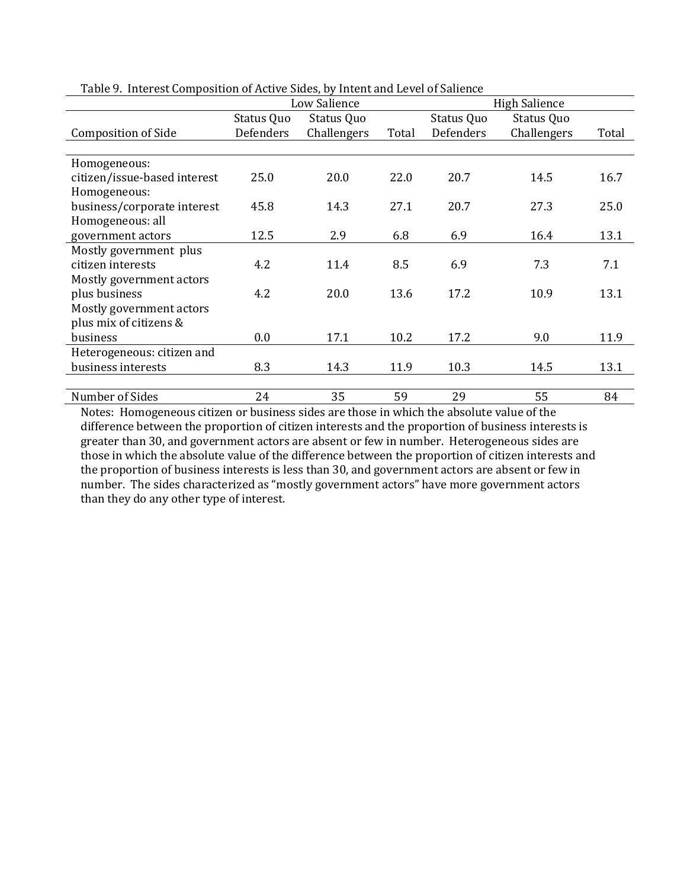Table 9. Interest Composition of Active Sides, by Intent and Level of Salience

| Composition of Side | Low Salience: Status Quo Defenders | Low Salience: Status Quo Challengers | Low Salience: Total | High Salience: Status Quo Defenders | High Salience: Status Quo Challengers | High Salience: Total |
|---|---|---|---|---|---|---|
| Homogeneous: citizen/issue-based interest | 25.0 | 20.0 | 22.0 | 20.7 | 14.5 | 16.7 |
| Homogeneous: business/corporate interest | 45.8 | 14.3 | 27.1 | 20.7 | 27.3 | 25.0 |
| Homogeneous: all government actors | 12.5 | 2.9 | 6.8 | 6.9 | 16.4 | 13.1 |
| Mostly government plus citizen interests | 4.2 | 11.4 | 8.5 | 6.9 | 7.3 | 7.1 |
| Mostly government actors plus business | 4.2 | 20.0 | 13.6 | 17.2 | 10.9 | 13.1 |
| Mostly government actors plus mix of citizens & business | 0.0 | 17.1 | 10.2 | 17.2 | 9.0 | 11.9 |
| Heterogeneous: citizen and business interests | 8.3 | 14.3 | 11.9 | 10.3 | 14.5 | 13.1 |
| Number of Sides | 24 | 35 | 59 | 29 | 55 | 84 |

Notes: Homogeneous citizen or business sides are those in which the absolute value of the difference between the proportion of citizen interests and the proportion of business interests is greater than 30, and government actors are absent or few in number. Heterogeneous sides are those in which the absolute value of the difference between the proportion of citizen interests and the proportion of business interests is less than 30, and government actors are absent or few in number. The sides characterized as "mostly government actors" have more government actors than they do any other type of interest.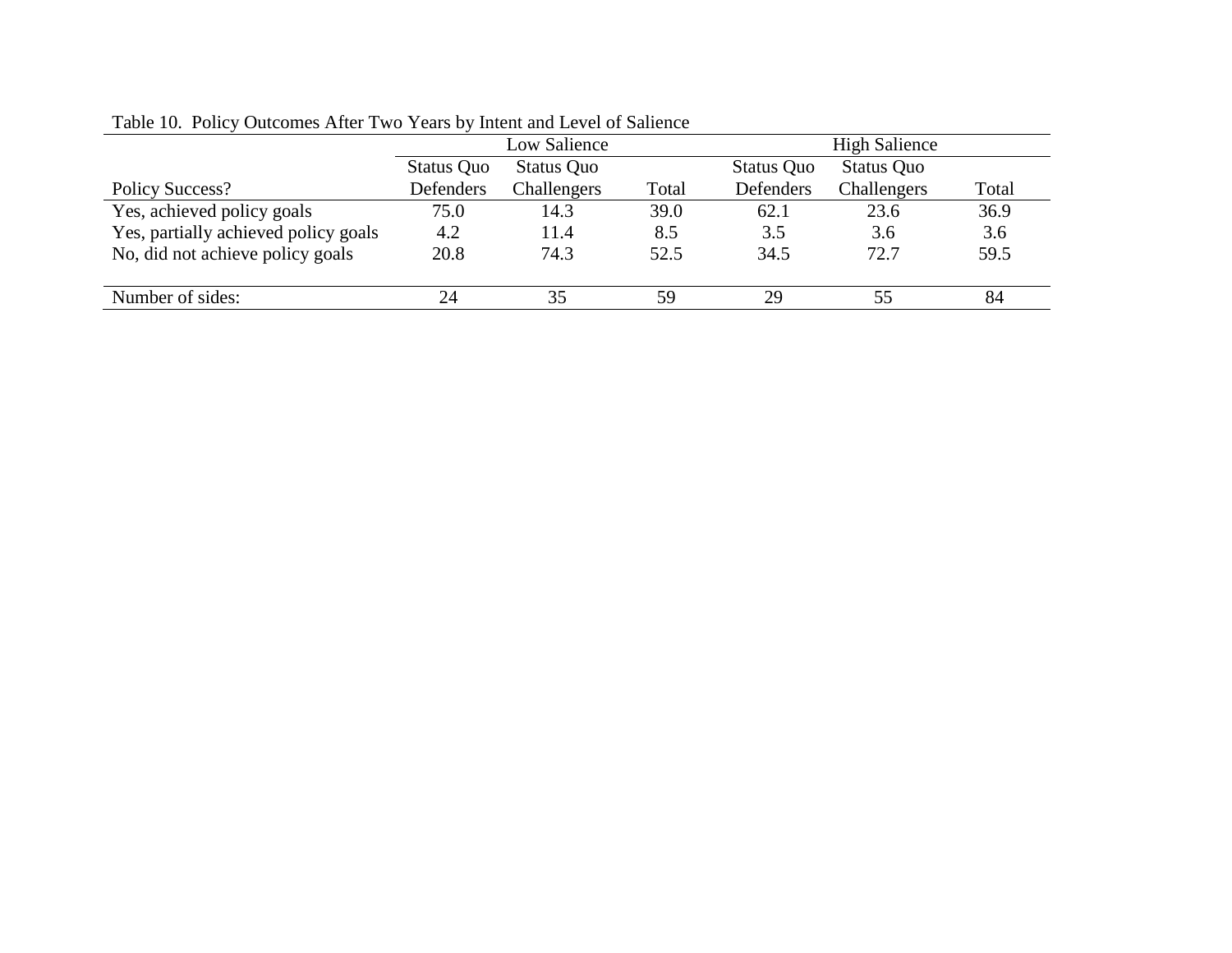Table 10. Policy Outcomes After Two Years by Intent and Level of Salience

| | Low Salience | | | High Salience | | |
|---|---|---|---|---|---|---|
| Policy Success? | Status Quo Defenders | Status Quo Challengers | Total | Status Quo Defenders | Status Quo Challengers | Total |
| Yes, achieved policy goals | 75.0 | 14.3 | 39.0 | 62.1 | 23.6 | 36.9 |
| Yes, partially achieved policy goals | 4.2 | 11.4 | 8.5 | 3.5 | 3.6 | 3.6 |
| No, did not achieve policy goals | 20.8 | 74.3 | 52.5 | 34.5 | 72.7 | 59.5 |
| Number of sides: | 24 | 35 | 59 | 29 | 55 | 84 |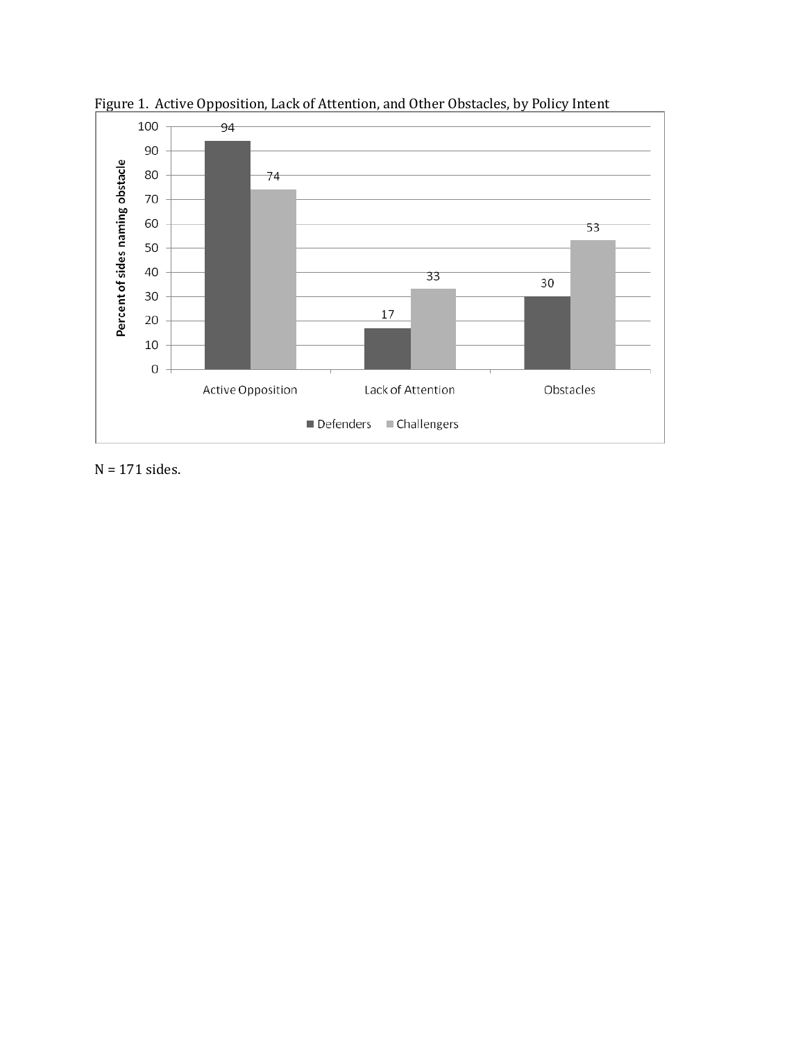Figure 1. Active Opposition, Lack of Attention, and Other Obstacles, by Policy Intent

| | Defenders | Challengers |
|---|---|---|
| Active Opposition | 94 | 74 |
| Lack of Attention | 17 | 33 |
| Obstacles | 30 | 53 |

Percent of sides naming obstacle

N = 171 sides.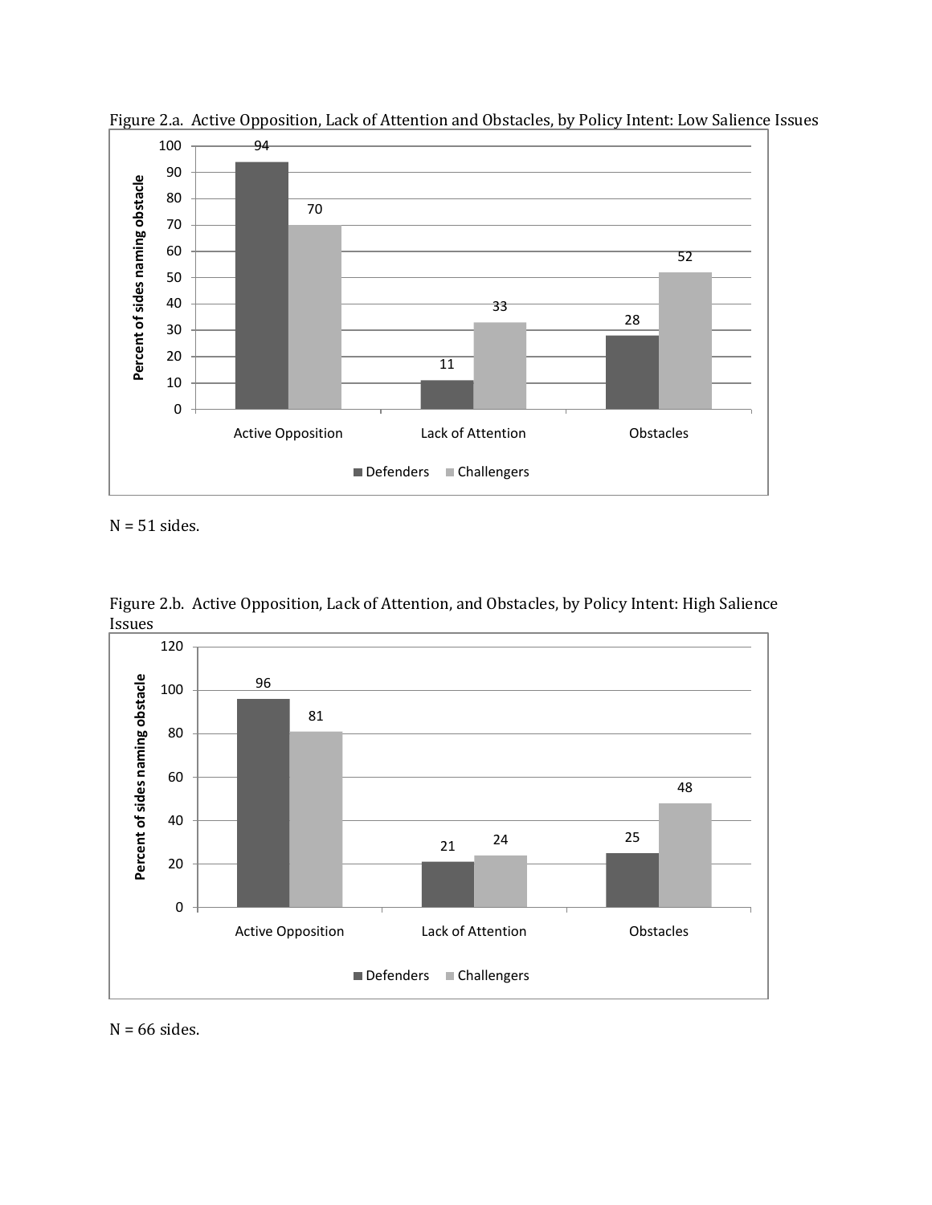Figure 2.a. Active Opposition, Lack of Attention and Obstacles, by Policy Intent: Low Salience Issues

Percent of sides naming obstacle

100
90
80
70
60
50
40
30
20
10
0

94
70
11
33
28
52

Active Opposition
Lack of Attention
Obstacles

Defenders
Challengers

N = 51 sides.

Figure 2.b. Active Opposition, Lack of Attention, and Obstacles, by Policy Intent: High Salience Issues

Percent of sides naming obstacle

120
100
80
60
40
20
0

96
81
21
24
25
48

Active Opposition
Lack of Attention
Obstacles

Defenders
Challengers

N = 66 sides.